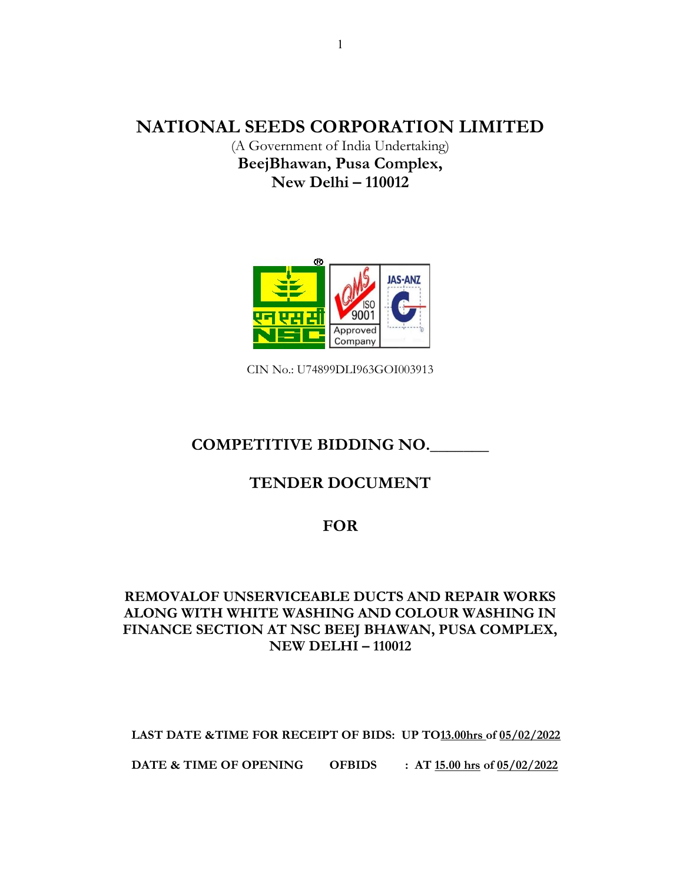# NATIONAL SEEDS CORPORATION LIMITED

(A Government of India Undertaking)

**BeejBhawan, Pusa Complex,**

**New Delhi – 110012**

CIN No.: U74899DLI963GOI003913

## COMPETITIVE BIDDING NO.________

## TENDER DOCUMENT

## FOR

### REMOVALOF UNSERVICEABLE DUCTS AND REPAIR WORKS ALONG WITH WHITE WASHING AND COLOUR WASHING IN FINANCE SECTION AT NSC BEEJ BHAWAN, PUSA COMPLEX, NEW DELHI – 110012

**LAST DATE &TIME FOR RECEIPT OF BIDS: UP TO13.00hrs of 05/02/2022**

**DATE & TIME OF OPENING OFBIDS : AT 15.00 hrs of 05/02/2022**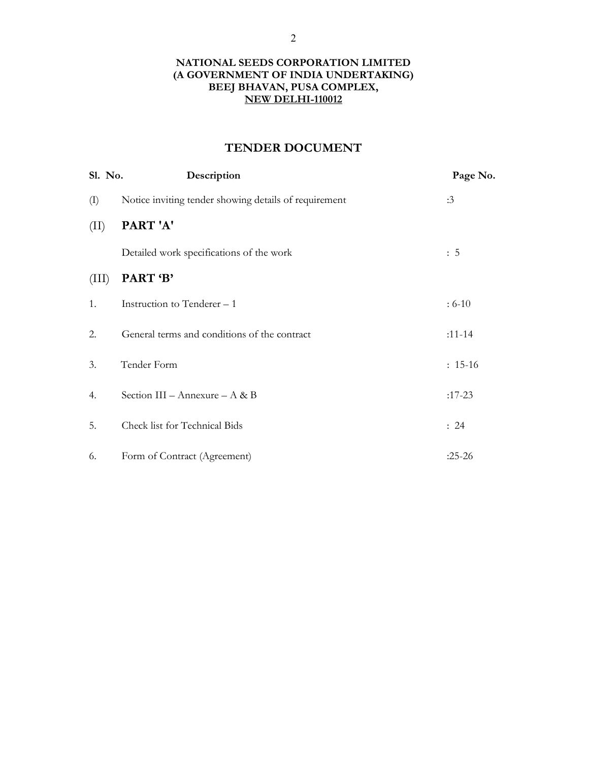**NATIONAL SEEDS CORPORATION LIMITED**
**(A GOVERNMENT OF INDIA UNDERTAKING)**
**BEEJ BHAVAN, PUSA COMPLEX,**
**NEW DELHI-110012**

## TENDER DOCUMENT

| Sl. No. | Description | Page No. |
|---|---|---|
| (I) | Notice inviting tender showing details of requirement | :3 |
| (II) | **PART 'A'** | |
| | Detailed work specifications of the work | : 5 |
| (III) | **PART 'B'** | |
| 1. | Instruction to Tenderer – 1 | : 6-10 |
| 2. | General terms and conditions of the contract | :11-14 |
| 3. | Tender Form | : 15-16 |
| 4. | Section III – Annexure – A & B | :17-23 |
| 5. | Check list for Technical Bids | : 24 |
| 6. | Form of Contract (Agreement) | :25-26 |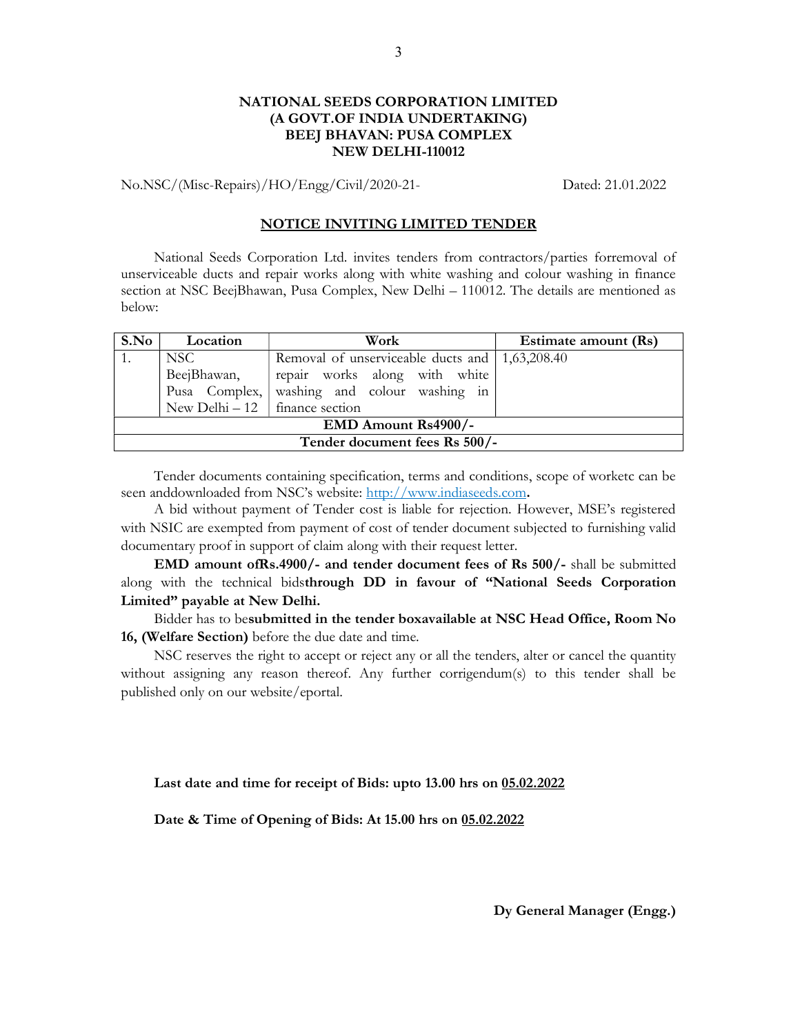**NATIONAL SEEDS CORPORATION LIMITED**
**(A GOVT.OF INDIA UNDERTAKING)**
**BEEJ BHAVAN: PUSA COMPLEX**
**NEW DELHI-110012**

No.NSC/(Misc-Repairs)/HO/Engg/Civil/2020-21- Dated: 21.01.2022

**NOTICE INVITING LIMITED TENDER**

National Seeds Corporation Ltd. invites tenders from contractors/parties forremoval of unserviceable ducts and repair works along with white washing and colour washing in finance section at NSC BeejBhawan, Pusa Complex, New Delhi – 110012. The details are mentioned as below:

| S.No | Location | Work | Estimate amount (Rs) |
|---|---|---|---|
| 1. | NSC BeejBhawan, Pusa Complex, New Delhi – 12 | Removal of unserviceable ducts and repair works along with white washing and colour washing in finance section | 1,63,208.40 |
| **EMD Amount Rs4900/-** | | | |
| **Tender document fees Rs 500/-** | | | |

Tender documents containing specification, terms and conditions, scope of worketc can be seen anddownloaded from NSC's website: http://www.indiaseeds.com**.**

A bid without payment of Tender cost is liable for rejection. However, MSE's registered with NSIC are exempted from payment of cost of tender document subjected to furnishing valid documentary proof in support of claim along with their request letter.

**EMD amount ofRs.4900/- and tender document fees of Rs 500/-** shall be submitted along with the technical bids**through DD in favour of "National Seeds Corporation Limited" payable at New Delhi.**

Bidder has to be**submitted in the tender boxavailable at NSC Head Office, Room No 16, (Welfare Section)** before the due date and time.

NSC reserves the right to accept or reject any or all the tenders, alter or cancel the quantity without assigning any reason thereof. Any further corrigendum(s) to this tender shall be published only on our website/eportal.

**Last date and time for receipt of Bids: upto 13.00 hrs on 05.02.2022**

**Date & Time of Opening of Bids: At 15.00 hrs on 05.02.2022**

**Dy General Manager (Engg.)**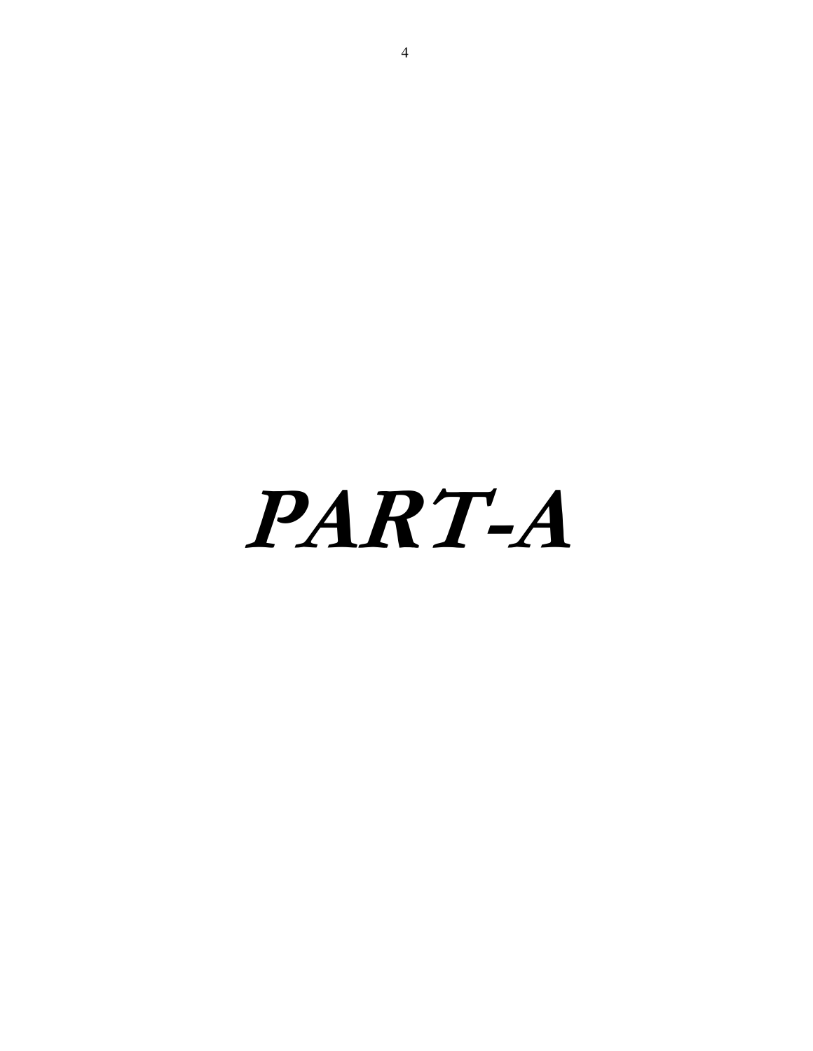# ***PART-A***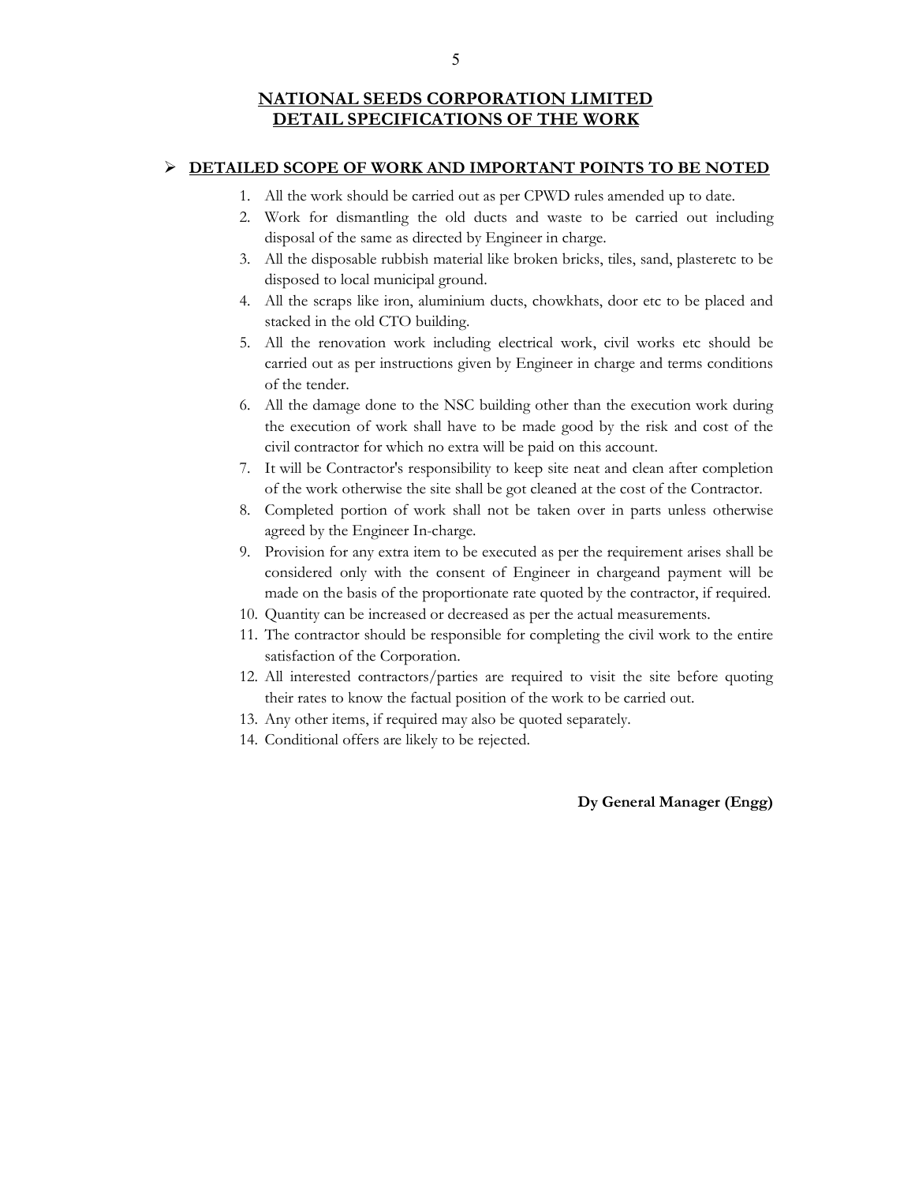# NATIONAL SEEDS CORPORATION LIMITED
## DETAIL SPECIFICATIONS OF THE WORK

➢ **DETAILED SCOPE OF WORK AND IMPORTANT POINTS TO BE NOTED**

1. All the work should be carried out as per CPWD rules amended up to date.
2. Work for dismantling the old ducts and waste to be carried out including disposal of the same as directed by Engineer in charge.
3. All the disposable rubbish material like broken bricks, tiles, sand, plasteretc to be disposed to local municipal ground.
4. All the scraps like iron, aluminium ducts, chowkhats, door etc to be placed and stacked in the old CTO building.
5. All the renovation work including electrical work, civil works etc should be carried out as per instructions given by Engineer in charge and terms conditions of the tender.
6. All the damage done to the NSC building other than the execution work during the execution of work shall have to be made good by the risk and cost of the civil contractor for which no extra will be paid on this account.
7. It will be Contractor's responsibility to keep site neat and clean after completion of the work otherwise the site shall be got cleaned at the cost of the Contractor.
8. Completed portion of work shall not be taken over in parts unless otherwise agreed by the Engineer In-charge.
9. Provision for any extra item to be executed as per the requirement arises shall be considered only with the consent of Engineer in chargeand payment will be made on the basis of the proportionate rate quoted by the contractor, if required.
10. Quantity can be increased or decreased as per the actual measurements.
11. The contractor should be responsible for completing the civil work to the entire satisfaction of the Corporation.
12. All interested contractors/parties are required to visit the site before quoting their rates to know the factual position of the work to be carried out.
13. Any other items, if required may also be quoted separately.
14. Conditional offers are likely to be rejected.

**Dy General Manager (Engg)**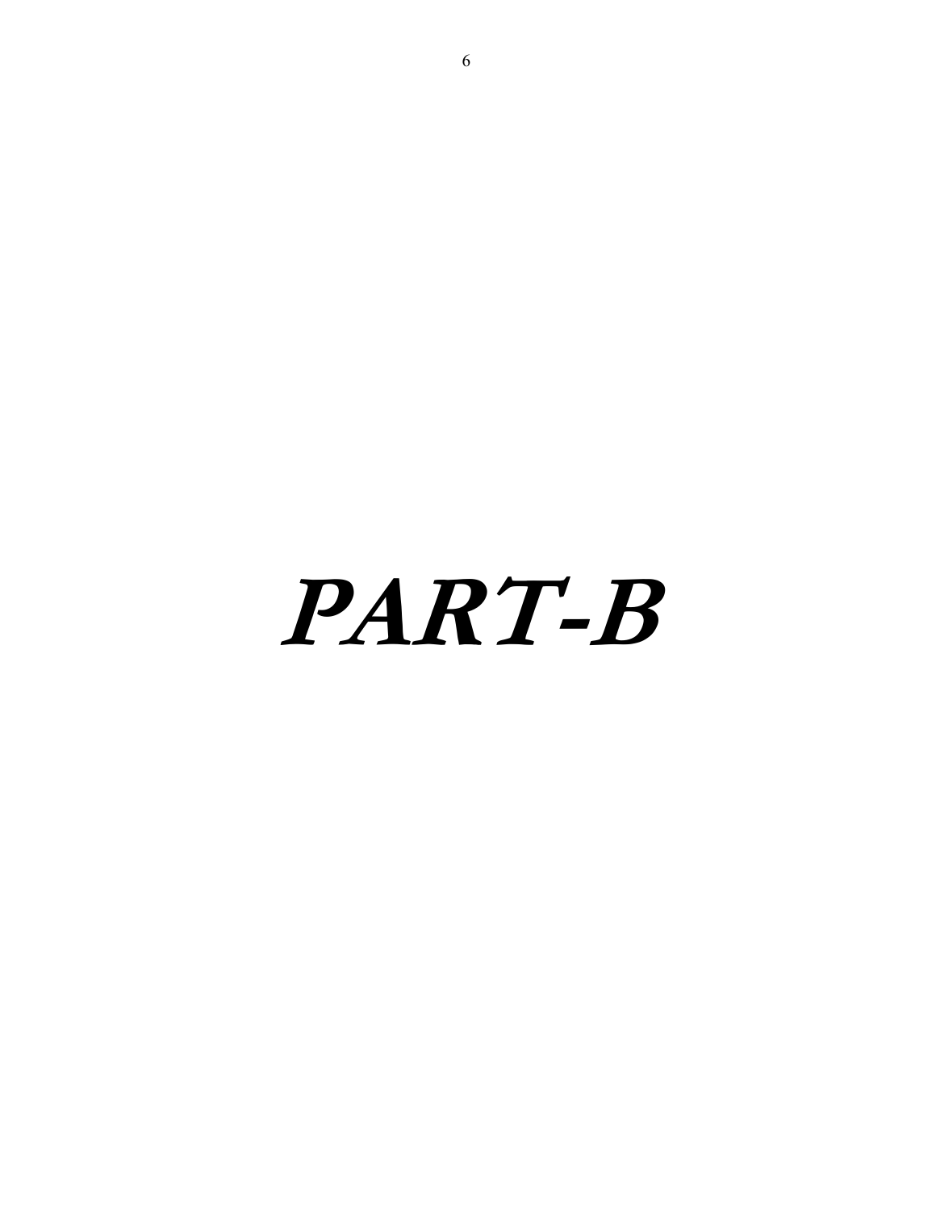# ***PART-B***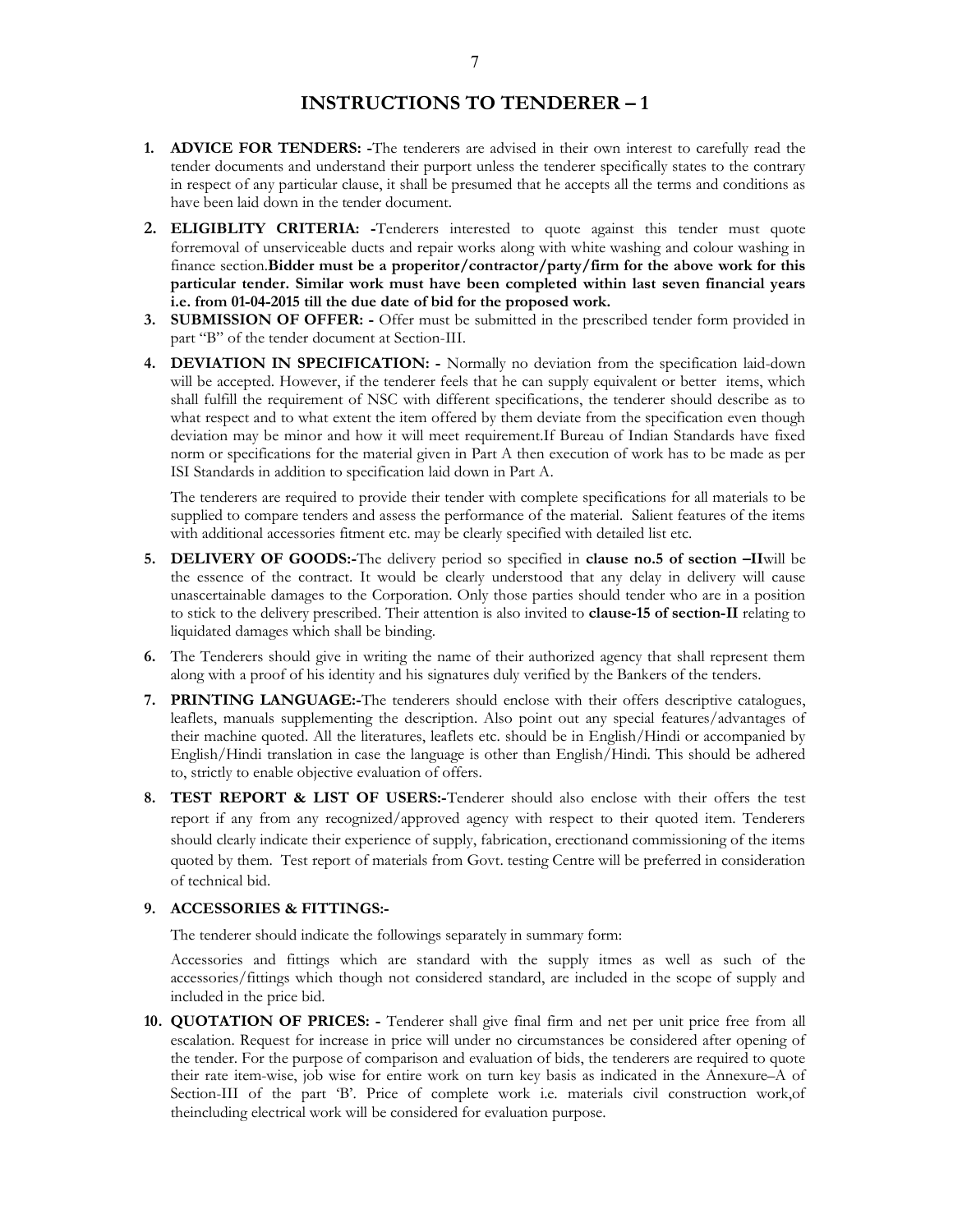# INSTRUCTIONS TO TENDERER – 1

1. **ADVICE FOR TENDERS: -**The tenderers are advised in their own interest to carefully read the tender documents and understand their purport unless the tenderer specifically states to the contrary in respect of any particular clause, it shall be presumed that he accepts all the terms and conditions as have been laid down in the tender document.

2. **ELIGIBLITY CRITERIA: -**Tenderers interested to quote against this tender must quote forremoval of unserviceable ducts and repair works along with white washing and colour washing in finance section.**Bidder must be a properitor/contractor/party/firm for the above work for this particular tender. Similar work must have been completed within last seven financial years i.e. from 01-04-2015 till the due date of bid for the proposed work.**

3. **SUBMISSION OF OFFER: -** Offer must be submitted in the prescribed tender form provided in part "B" of the tender document at Section-III.

4. **DEVIATION IN SPECIFICATION: -** Normally no deviation from the specification laid-down will be accepted. However, if the tenderer feels that he can supply equivalent or better items, which shall fulfill the requirement of NSC with different specifications, the tenderer should describe as to what respect and to what extent the item offered by them deviate from the specification even though deviation may be minor and how it will meet requirement.If Bureau of Indian Standards have fixed norm or specifications for the material given in Part A then execution of work has to be made as per ISI Standards in addition to specification laid down in Part A.

   The tenderers are required to provide their tender with complete specifications for all materials to be supplied to compare tenders and assess the performance of the material. Salient features of the items with additional accessories fitment etc. may be clearly specified with detailed list etc.

5. **DELIVERY OF GOODS:-**The delivery period so specified in **clause no.5 of section –II**will be the essence of the contract. It would be clearly understood that any delay in delivery will cause unascertainable damages to the Corporation. Only those parties should tender who are in a position to stick to the delivery prescribed. Their attention is also invited to **clause-15 of section-II** relating to liquidated damages which shall be binding.

6. The Tenderers should give in writing the name of their authorized agency that shall represent them along with a proof of his identity and his signatures duly verified by the Bankers of the tenders.

7. **PRINTING LANGUAGE:-**The tenderers should enclose with their offers descriptive catalogues, leaflets, manuals supplementing the description. Also point out any special features/advantages of their machine quoted. All the literatures, leaflets etc. should be in English/Hindi or accompanied by English/Hindi translation in case the language is other than English/Hindi. This should be adhered to, strictly to enable objective evaluation of offers.

8. **TEST REPORT & LIST OF USERS:-**Tenderer should also enclose with their offers the test report if any from any recognized/approved agency with respect to their quoted item. Tenderers should clearly indicate their experience of supply, fabrication, erectionand commissioning of the items quoted by them. Test report of materials from Govt. testing Centre will be preferred in consideration of technical bid.

9. **ACCESSORIES & FITTINGS:-**

   The tenderer should indicate the followings separately in summary form:

   Accessories and fittings which are standard with the supply itmes as well as such of the accessories/fittings which though not considered standard, are included in the scope of supply and included in the price bid.

10. **QUOTATION OF PRICES: -** Tenderer shall give final firm and net per unit price free from all escalation. Request for increase in price will under no circumstances be considered after opening of the tender. For the purpose of comparison and evaluation of bids, the tenderers are required to quote their rate item-wise, job wise for entire work on turn key basis as indicated in the Annexure–A of Section-III of the part 'B'. Price of complete work i.e. materials civil construction work,of theincluding electrical work will be considered for evaluation purpose.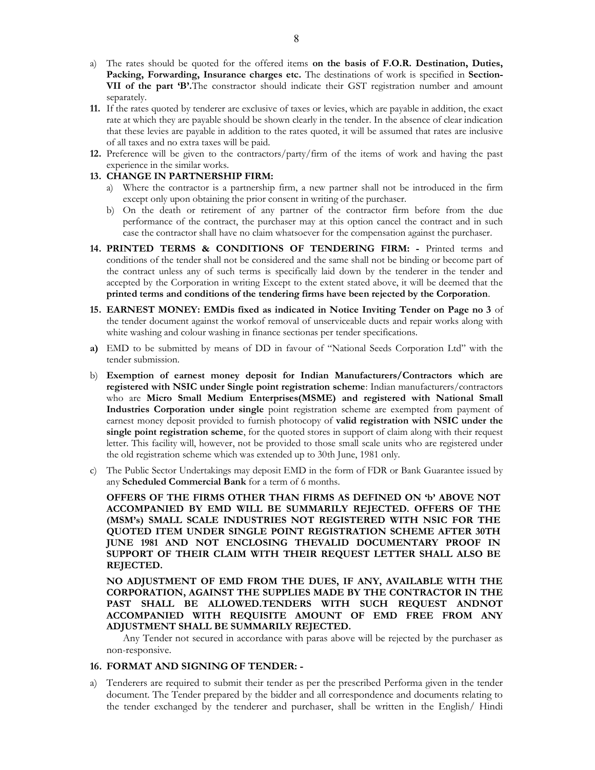a) The rates should be quoted for the offered items **on the basis of F.O.R. Destination, Duties, Packing, Forwarding, Insurance charges etc.** The destinations of work is specified in **Section-VII of the part 'B'.**The constractor should indicate their GST registration number and amount separately.

**11.** If the rates quoted by tenderer are exclusive of taxes or levies, which are payable in addition, the exact rate at which they are payable should be shown clearly in the tender. In the absence of clear indication that these levies are payable in addition to the rates quoted, it will be assumed that rates are inclusive of all taxes and no extra taxes will be paid.

**12.** Preference will be given to the contractors/party/firm of the items of work and having the past experience in the similar works.

**13. CHANGE IN PARTNERSHIP FIRM:**

a) Where the contractor is a partnership firm, a new partner shall not be introduced in the firm except only upon obtaining the prior consent in writing of the purchaser.

b) On the death or retirement of any partner of the contractor firm before from the due performance of the contract, the purchaser may at this option cancel the contract and in such case the contractor shall have no claim whatsoever for the compensation against the purchaser.

**14. PRINTED TERMS & CONDITIONS OF TENDERING FIRM: -** Printed terms and conditions of the tender shall not be considered and the same shall not be binding or become part of the contract unless any of such terms is specifically laid down by the tenderer in the tender and accepted by the Corporation in writing Except to the extent stated above, it will be deemed that the **printed terms and conditions of the tendering firms have been rejected by the Corporation**.

**15. EARNEST MONEY: EMDis fixed as indicated in Notice Inviting Tender on Page no 3** of the tender document against the workof removal of unserviceable ducts and repair works along with white washing and colour washing in finance sectionas per tender specifications.

**a)** EMD to be submitted by means of DD in favour of "National Seeds Corporation Ltd" with the tender submission.

b) **Exemption of earnest money deposit for Indian Manufacturers/Contractors which are registered with NSIC under Single point registration scheme**: Indian manufacturers/contractors who are **Micro Small Medium Enterprises(MSME) and registered with National Small Industries Corporation under single** point registration scheme are exempted from payment of earnest money deposit provided to furnish photocopy of **valid registration with NSIC under the single point registration scheme**, for the quoted stores in support of claim along with their request letter. This facility will, however, not be provided to those small scale units who are registered under the old registration scheme which was extended up to 30th June, 1981 only.

c) The Public Sector Undertakings may deposit EMD in the form of FDR or Bank Guarantee issued by any **Scheduled Commercial Bank** for a term of 6 months.

**OFFERS OF THE FIRMS OTHER THAN FIRMS AS DEFINED ON 'b' ABOVE NOT ACCOMPANIED BY EMD WILL BE SUMMARILY REJECTED. OFFERS OF THE (MSM's) SMALL SCALE INDUSTRIES NOT REGISTERED WITH NSIC FOR THE QUOTED ITEM UNDER SINGLE POINT REGISTRATION SCHEME AFTER 30TH JUNE 1981 AND NOT ENCLOSING THEVALID DOCUMENTARY PROOF IN SUPPORT OF THEIR CLAIM WITH THEIR REQUEST LETTER SHALL ALSO BE REJECTED.**

**NO ADJUSTMENT OF EMD FROM THE DUES, IF ANY, AVAILABLE WITH THE CORPORATION, AGAINST THE SUPPLIES MADE BY THE CONTRACTOR IN THE PAST SHALL BE ALLOWED.TENDERS WITH SUCH REQUEST ANDNOT ACCOMPANIED WITH REQUISITE AMOUNT OF EMD FREE FROM ANY ADJUSTMENT SHALL BE SUMMARILY REJECTED.**

Any Tender not secured in accordance with paras above will be rejected by the purchaser as non-responsive.

**16. FORMAT AND SIGNING OF TENDER: -**

a) Tenderers are required to submit their tender as per the prescribed Performa given in the tender document. The Tender prepared by the bidder and all correspondence and documents relating to the tender exchanged by the tenderer and purchaser, shall be written in the English/ Hindi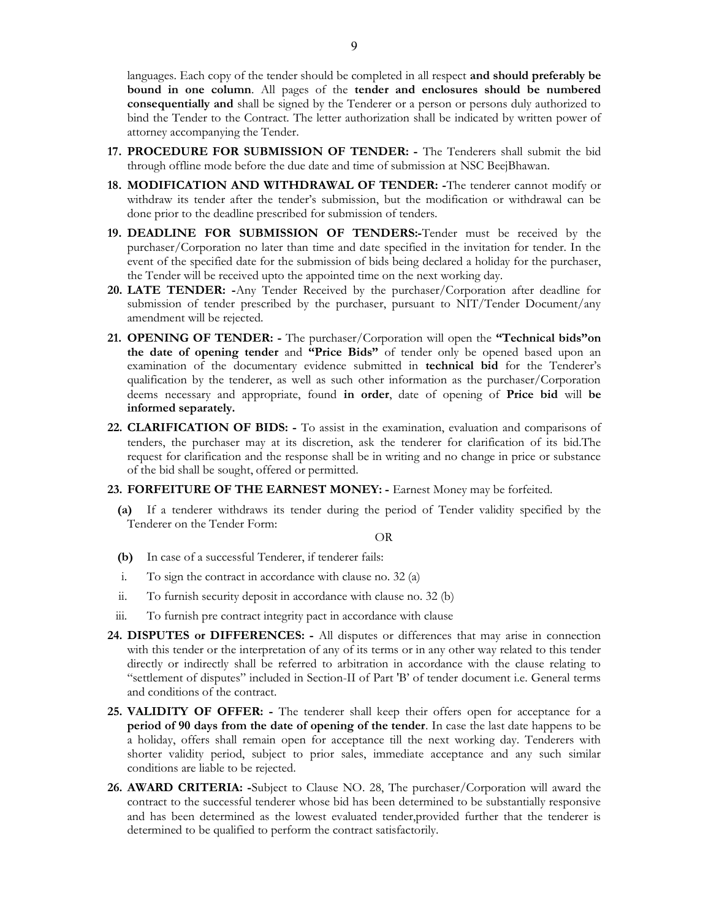languages. Each copy of the tender should be completed in all respect **and should preferably be bound in one column**. All pages of the **tender and enclosures should be numbered consequentially and** shall be signed by the Tenderer or a person or persons duly authorized to bind the Tender to the Contract. The letter authorization shall be indicated by written power of attorney accompanying the Tender.

17. **PROCEDURE FOR SUBMISSION OF TENDER: -** The Tenderers shall submit the bid through offline mode before the due date and time of submission at NSC BeejBhawan.

18. **MODIFICATION AND WITHDRAWAL OF TENDER: -**The tenderer cannot modify or withdraw its tender after the tender's submission, but the modification or withdrawal can be done prior to the deadline prescribed for submission of tenders.

19. **DEADLINE FOR SUBMISSION OF TENDERS:-**Tender must be received by the purchaser/Corporation no later than time and date specified in the invitation for tender. In the event of the specified date for the submission of bids being declared a holiday for the purchaser, the Tender will be received upto the appointed time on the next working day.

20. **LATE TENDER: -**Any Tender Received by the purchaser/Corporation after deadline for submission of tender prescribed by the purchaser, pursuant to NIT/Tender Document/any amendment will be rejected.

21. **OPENING OF TENDER: -** The purchaser/Corporation will open the **"Technical bids"on the date of opening tender** and **"Price Bids"** of tender only be opened based upon an examination of the documentary evidence submitted in **technical bid** for the Tenderer's qualification by the tenderer, as well as such other information as the purchaser/Corporation deems necessary and appropriate, found **in order**, date of opening of **Price bid** will **be informed separately.**

22. **CLARIFICATION OF BIDS: -** To assist in the examination, evaluation and comparisons of tenders, the purchaser may at its discretion, ask the tenderer for clarification of its bid.The request for clarification and the response shall be in writing and no change in price or substance of the bid shall be sought, offered or permitted.

23. **FORFEITURE OF THE EARNEST MONEY: -** Earnest Money may be forfeited.

    **(a)** If a tenderer withdraws its tender during the period of Tender validity specified by the Tenderer on the Tender Form:

    OR

    **(b)** In case of a successful Tenderer, if tenderer fails:

    i. To sign the contract in accordance with clause no. 32 (a)

    ii. To furnish security deposit in accordance with clause no. 32 (b)

    iii. To furnish pre contract integrity pact in accordance with clause

24. **DISPUTES or DIFFERENCES: -** All disputes or differences that may arise in connection with this tender or the interpretation of any of its terms or in any other way related to this tender directly or indirectly shall be referred to arbitration in accordance with the clause relating to "settlement of disputes" included in Section-II of Part 'B' of tender document i.e. General terms and conditions of the contract.

25. **VALIDITY OF OFFER: -** The tenderer shall keep their offers open for acceptance for a **period of 90 days from the date of opening of the tender**. In case the last date happens to be a holiday, offers shall remain open for acceptance till the next working day. Tenderers with shorter validity period, subject to prior sales, immediate acceptance and any such similar conditions are liable to be rejected.

26. **AWARD CRITERIA: -**Subject to Clause NO. 28, The purchaser/Corporation will award the contract to the successful tenderer whose bid has been determined to be substantially responsive and has been determined as the lowest evaluated tender,provided further that the tenderer is determined to be qualified to perform the contract satisfactorily.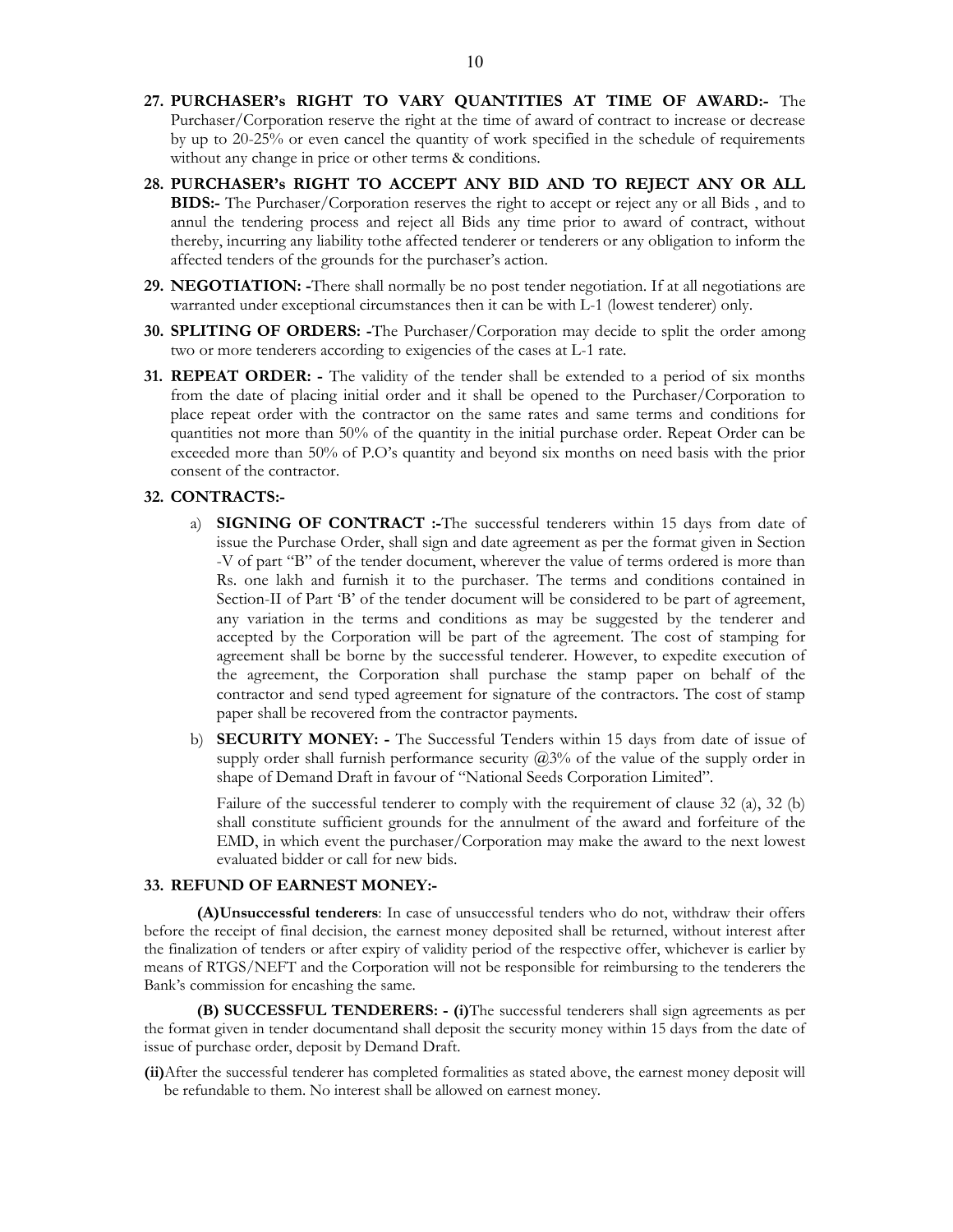**27. PURCHASER's RIGHT TO VARY QUANTITIES AT TIME OF AWARD:-** The Purchaser/Corporation reserve the right at the time of award of contract to increase or decrease by up to 20-25% or even cancel the quantity of work specified in the schedule of requirements without any change in price or other terms & conditions.

**28. PURCHASER's RIGHT TO ACCEPT ANY BID AND TO REJECT ANY OR ALL BIDS:-** The Purchaser/Corporation reserves the right to accept or reject any or all Bids , and to annul the tendering process and reject all Bids any time prior to award of contract, without thereby, incurring any liability tothe affected tenderer or tenderers or any obligation to inform the affected tenders of the grounds for the purchaser's action.

**29. NEGOTIATION: -**There shall normally be no post tender negotiation. If at all negotiations are warranted under exceptional circumstances then it can be with L-1 (lowest tenderer) only.

**30. SPLITING OF ORDERS: -**The Purchaser/Corporation may decide to split the order among two or more tenderers according to exigencies of the cases at L-1 rate.

**31. REPEAT ORDER: -** The validity of the tender shall be extended to a period of six months from the date of placing initial order and it shall be opened to the Purchaser/Corporation to place repeat order with the contractor on the same rates and same terms and conditions for quantities not more than 50% of the quantity in the initial purchase order. Repeat Order can be exceeded more than 50% of P.O's quantity and beyond six months on need basis with the prior consent of the contractor.

**32. CONTRACTS:-**

a) **SIGNING OF CONTRACT :-**The successful tenderers within 15 days from date of issue the Purchase Order, shall sign and date agreement as per the format given in Section -V of part "B" of the tender document, wherever the value of terms ordered is more than Rs. one lakh and furnish it to the purchaser. The terms and conditions contained in Section-II of Part 'B' of the tender document will be considered to be part of agreement, any variation in the terms and conditions as may be suggested by the tenderer and accepted by the Corporation will be part of the agreement. The cost of stamping for agreement shall be borne by the successful tenderer. However, to expedite execution of the agreement, the Corporation shall purchase the stamp paper on behalf of the contractor and send typed agreement for signature of the contractors. The cost of stamp paper shall be recovered from the contractor payments.

b) **SECURITY MONEY: -** The Successful Tenders within 15 days from date of issue of supply order shall furnish performance security @3% of the value of the supply order in shape of Demand Draft in favour of "National Seeds Corporation Limited".

Failure of the successful tenderer to comply with the requirement of clause 32 (a), 32 (b) shall constitute sufficient grounds for the annulment of the award and forfeiture of the EMD, in which event the purchaser/Corporation may make the award to the next lowest evaluated bidder or call for new bids.

**33. REFUND OF EARNEST MONEY:-**

**(A)Unsuccessful tenderers**: In case of unsuccessful tenders who do not, withdraw their offers before the receipt of final decision, the earnest money deposited shall be returned, without interest after the finalization of tenders or after expiry of validity period of the respective offer, whichever is earlier by means of RTGS/NEFT and the Corporation will not be responsible for reimbursing to the tenderers the Bank's commission for encashing the same.

**(B) SUCCESSFUL TENDERERS: - (i)**The successful tenderers shall sign agreements as per the format given in tender documentand shall deposit the security money within 15 days from the date of issue of purchase order, deposit by Demand Draft.

**(ii)**After the successful tenderer has completed formalities as stated above, the earnest money deposit will be refundable to them. No interest shall be allowed on earnest money.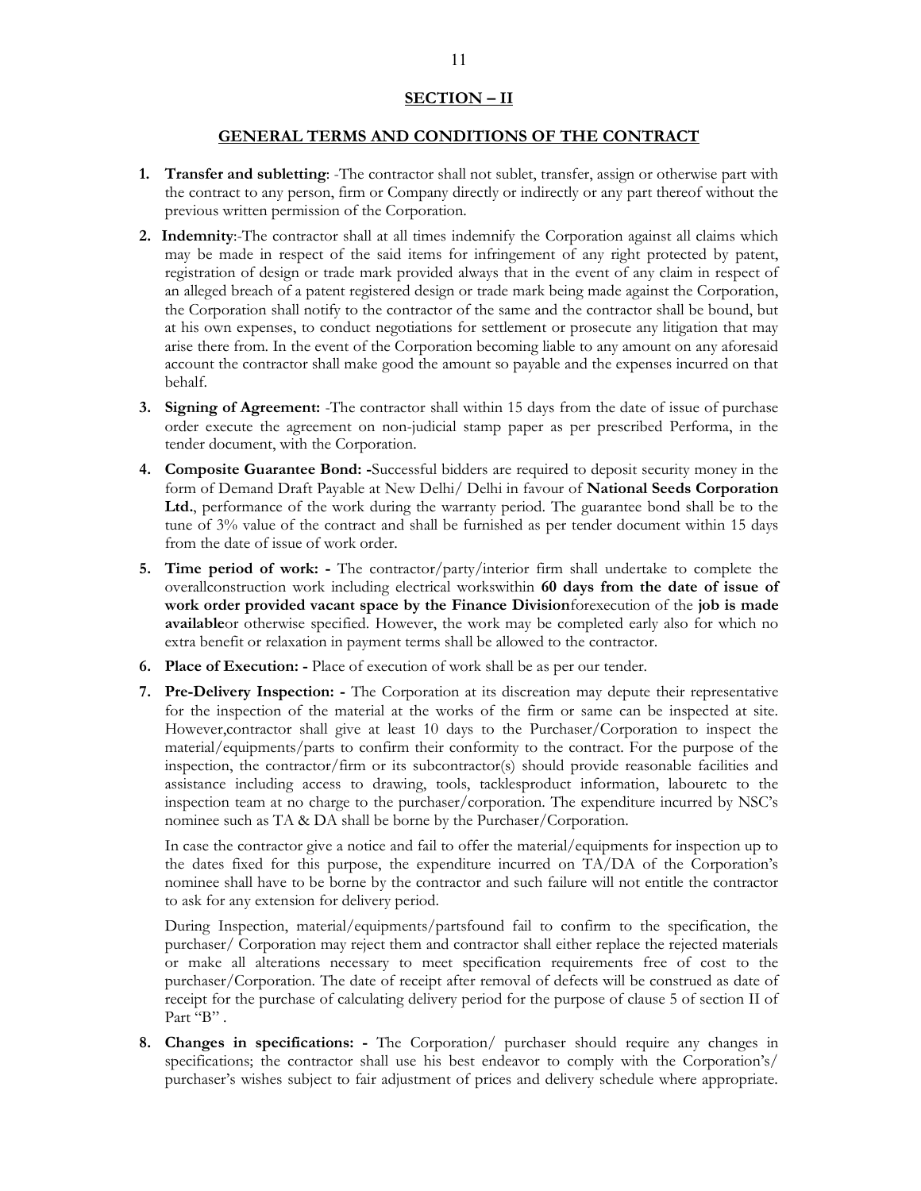## SECTION – II

## GENERAL TERMS AND CONDITIONS OF THE CONTRACT

1. **Transfer and subletting**: -The contractor shall not sublet, transfer, assign or otherwise part with the contract to any person, firm or Company directly or indirectly or any part thereof without the previous written permission of the Corporation.

2. **Indemnity**:-The contractor shall at all times indemnify the Corporation against all claims which may be made in respect of the said items for infringement of any right protected by patent, registration of design or trade mark provided always that in the event of any claim in respect of an alleged breach of a patent registered design or trade mark being made against the Corporation, the Corporation shall notify to the contractor of the same and the contractor shall be bound, but at his own expenses, to conduct negotiations for settlement or prosecute any litigation that may arise there from. In the event of the Corporation becoming liable to any amount on any aforesaid account the contractor shall make good the amount so payable and the expenses incurred on that behalf.

3. **Signing of Agreement:** -The contractor shall within 15 days from the date of issue of purchase order execute the agreement on non-judicial stamp paper as per prescribed Performa, in the tender document, with the Corporation.

4. **Composite Guarantee Bond: -**Successful bidders are required to deposit security money in the form of Demand Draft Payable at New Delhi/ Delhi in favour of **National Seeds Corporation Ltd.**, performance of the work during the warranty period. The guarantee bond shall be to the tune of 3% value of the contract and shall be furnished as per tender document within 15 days from the date of issue of work order.

5. **Time period of work: -** The contractor/party/interior firm shall undertake to complete the overallconstruction work including electrical workswithin **60 days from the date of issue of work order provided vacant space by the Finance Division**forexecution of the **job is made available**or otherwise specified. However, the work may be completed early also for which no extra benefit or relaxation in payment terms shall be allowed to the contractor.

6. **Place of Execution: -** Place of execution of work shall be as per our tender.

7. **Pre-Delivery Inspection: -** The Corporation at its discreation may depute their representative for the inspection of the material at the works of the firm or same can be inspected at site. However,contractor shall give at least 10 days to the Purchaser/Corporation to inspect the material/equipments/parts to confirm their conformity to the contract. For the purpose of the inspection, the contractor/firm or its subcontractor(s) should provide reasonable facilities and assistance including access to drawing, tools, tacklesproduct information, labouretc to the inspection team at no charge to the purchaser/corporation. The expenditure incurred by NSC's nominee such as TA & DA shall be borne by the Purchaser/Corporation.

   In case the contractor give a notice and fail to offer the material/equipments for inspection up to the dates fixed for this purpose, the expenditure incurred on TA/DA of the Corporation's nominee shall have to be borne by the contractor and such failure will not entitle the contractor to ask for any extension for delivery period.

   During Inspection, material/equipments/partsfound fail to confirm to the specification, the purchaser/ Corporation may reject them and contractor shall either replace the rejected materials or make all alterations necessary to meet specification requirements free of cost to the purchaser/Corporation. The date of receipt after removal of defects will be construed as date of receipt for the purchase of calculating delivery period for the purpose of clause 5 of section II of Part "B" .

8. **Changes in specifications: -** The Corporation/ purchaser should require any changes in specifications; the contractor shall use his best endeavor to comply with the Corporation's/ purchaser's wishes subject to fair adjustment of prices and delivery schedule where appropriate.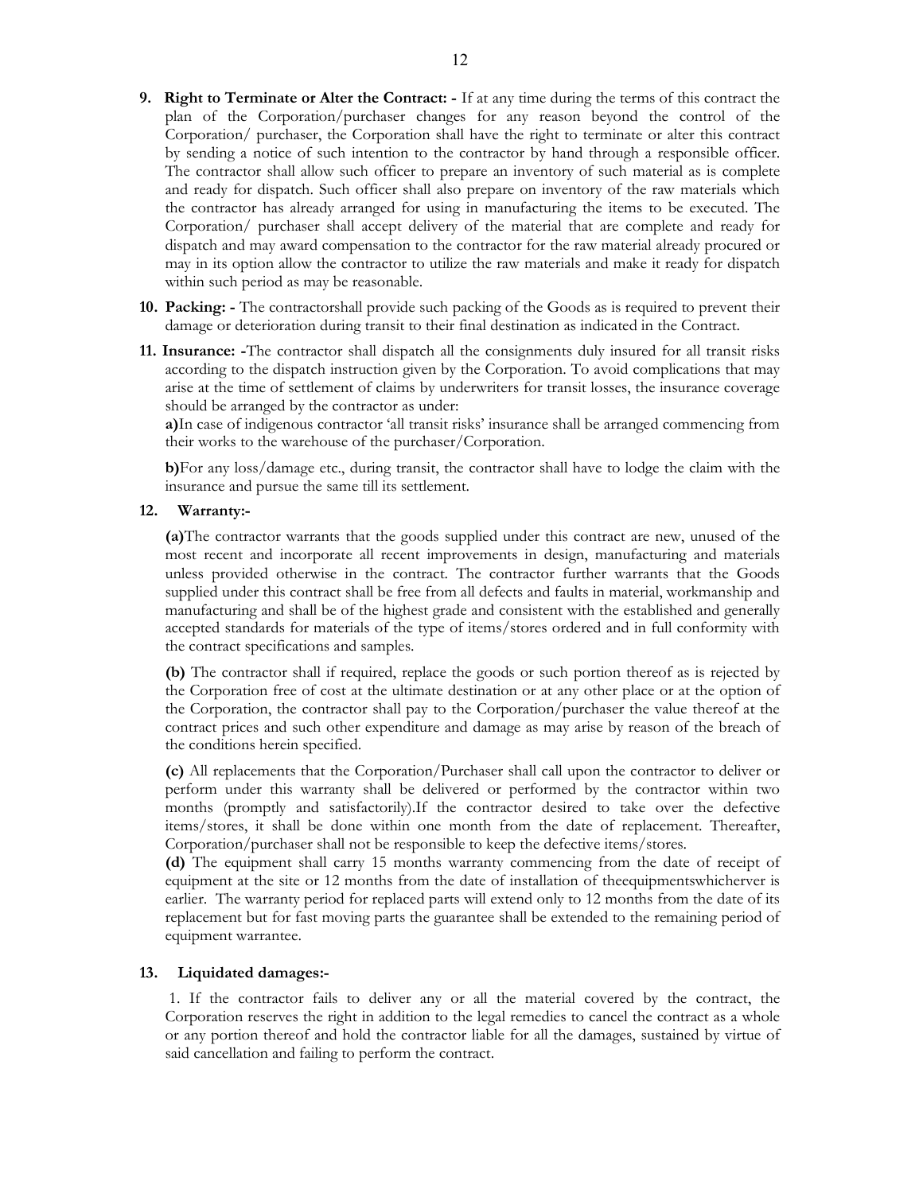9. **Right to Terminate or Alter the Contract: -** If at any time during the terms of this contract the plan of the Corporation/purchaser changes for any reason beyond the control of the Corporation/ purchaser, the Corporation shall have the right to terminate or alter this contract by sending a notice of such intention to the contractor by hand through a responsible officer. The contractor shall allow such officer to prepare an inventory of such material as is complete and ready for dispatch. Such officer shall also prepare on inventory of the raw materials which the contractor has already arranged for using in manufacturing the items to be executed. The Corporation/ purchaser shall accept delivery of the material that are complete and ready for dispatch and may award compensation to the contractor for the raw material already procured or may in its option allow the contractor to utilize the raw materials and make it ready for dispatch within such period as may be reasonable.

10. **Packing: -** The contractorshall provide such packing of the Goods as is required to prevent their damage or deterioration during transit to their final destination as indicated in the Contract.

11. **Insurance: -**The contractor shall dispatch all the consignments duly insured for all transit risks according to the dispatch instruction given by the Corporation. To avoid complications that may arise at the time of settlement of claims by underwriters for transit losses, the insurance coverage should be arranged by the contractor as under:

    **a)**In case of indigenous contractor 'all transit risks' insurance shall be arranged commencing from their works to the warehouse of the purchaser/Corporation.

    **b)**For any loss/damage etc., during transit, the contractor shall have to lodge the claim with the insurance and pursue the same till its settlement.

12. **Warranty:-**

    **(a)**The contractor warrants that the goods supplied under this contract are new, unused of the most recent and incorporate all recent improvements in design, manufacturing and materials unless provided otherwise in the contract. The contractor further warrants that the Goods supplied under this contract shall be free from all defects and faults in material, workmanship and manufacturing and shall be of the highest grade and consistent with the established and generally accepted standards for materials of the type of items/stores ordered and in full conformity with the contract specifications and samples.

    **(b)** The contractor shall if required, replace the goods or such portion thereof as is rejected by the Corporation free of cost at the ultimate destination or at any other place or at the option of the Corporation, the contractor shall pay to the Corporation/purchaser the value thereof at the contract prices and such other expenditure and damage as may arise by reason of the breach of the conditions herein specified.

    **(c)** All replacements that the Corporation/Purchaser shall call upon the contractor to deliver or perform under this warranty shall be delivered or performed by the contractor within two months (promptly and satisfactorily).If the contractor desired to take over the defective items/stores, it shall be done within one month from the date of replacement. Thereafter, Corporation/purchaser shall not be responsible to keep the defective items/stores.

    **(d)** The equipment shall carry 15 months warranty commencing from the date of receipt of equipment at the site or 12 months from the date of installation of theequipmentswhicherver is earlier. The warranty period for replaced parts will extend only to 12 months from the date of its replacement but for fast moving parts the guarantee shall be extended to the remaining period of equipment warrantee.

13. **Liquidated damages:-**

    1. If the contractor fails to deliver any or all the material covered by the contract, the Corporation reserves the right in addition to the legal remedies to cancel the contract as a whole or any portion thereof and hold the contractor liable for all the damages, sustained by virtue of said cancellation and failing to perform the contract.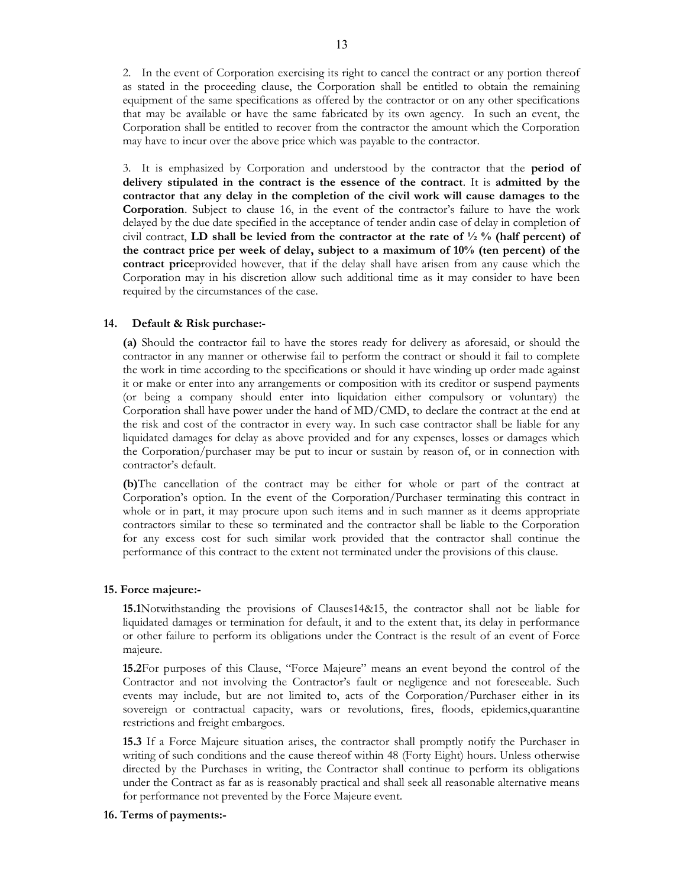2. In the event of Corporation exercising its right to cancel the contract or any portion thereof as stated in the proceeding clause, the Corporation shall be entitled to obtain the remaining equipment of the same specifications as offered by the contractor or on any other specifications that may be available or have the same fabricated by its own agency. In such an event, the Corporation shall be entitled to recover from the contractor the amount which the Corporation may have to incur over the above price which was payable to the contractor.

3. It is emphasized by Corporation and understood by the contractor that the **period of delivery stipulated in the contract is the essence of the contract**. It is **admitted by the contractor that any delay in the completion of the civil work will cause damages to the Corporation**. Subject to clause 16, in the event of the contractor's failure to have the work delayed by the due date specified in the acceptance of tender andin case of delay in completion of civil contract, **LD shall be levied from the contractor at the rate of ½ % (half percent) of the contract price per week of delay, subject to a maximum of 10% (ten percent) of the contract price**provided however, that if the delay shall have arisen from any cause which the Corporation may in his discretion allow such additional time as it may consider to have been required by the circumstances of the case.

#### 14. Default & Risk purchase:-

**(a)** Should the contractor fail to have the stores ready for delivery as aforesaid, or should the contractor in any manner or otherwise fail to perform the contract or should it fail to complete the work in time according to the specifications or should it have winding up order made against it or make or enter into any arrangements or composition with its creditor or suspend payments (or being a company should enter into liquidation either compulsory or voluntary) the Corporation shall have power under the hand of MD/CMD, to declare the contract at the end at the risk and cost of the contractor in every way. In such case contractor shall be liable for any liquidated damages for delay as above provided and for any expenses, losses or damages which the Corporation/purchaser may be put to incur or sustain by reason of, or in connection with contractor's default.

**(b)**The cancellation of the contract may be either for whole or part of the contract at Corporation's option. In the event of the Corporation/Purchaser terminating this contract in whole or in part, it may procure upon such items and in such manner as it deems appropriate contractors similar to these so terminated and the contractor shall be liable to the Corporation for any excess cost for such similar work provided that the contractor shall continue the performance of this contract to the extent not terminated under the provisions of this clause.

#### 15. Force majeure:-

**15.1**Notwithstanding the provisions of Clauses14&15, the contractor shall not be liable for liquidated damages or termination for default, it and to the extent that, its delay in performance or other failure to perform its obligations under the Contract is the result of an event of Force majeure.

**15.2**For purposes of this Clause, "Force Majeure" means an event beyond the control of the Contractor and not involving the Contractor's fault or negligence and not foreseeable. Such events may include, but are not limited to, acts of the Corporation/Purchaser either in its sovereign or contractual capacity, wars or revolutions, fires, floods, epidemics,quarantine restrictions and freight embargoes.

**15.3** If a Force Majeure situation arises, the contractor shall promptly notify the Purchaser in writing of such conditions and the cause thereof within 48 (Forty Eight) hours. Unless otherwise directed by the Purchases in writing, the Contractor shall continue to perform its obligations under the Contract as far as is reasonably practical and shall seek all reasonable alternative means for performance not prevented by the Force Majeure event.

#### 16. Terms of payments:-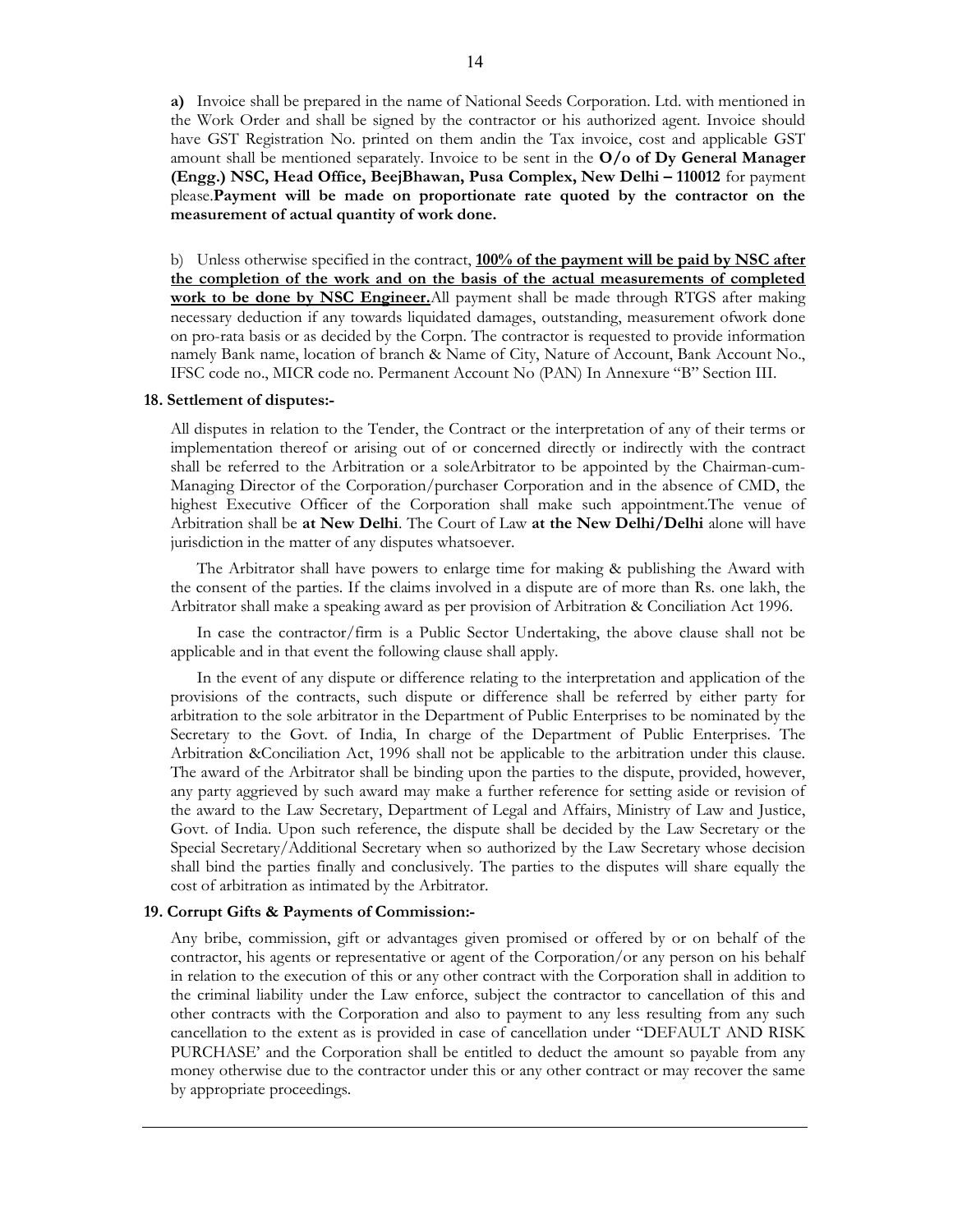**a)** Invoice shall be prepared in the name of National Seeds Corporation. Ltd. with mentioned in the Work Order and shall be signed by the contractor or his authorized agent. Invoice should have GST Registration No. printed on them andin the Tax invoice, cost and applicable GST amount shall be mentioned separately. Invoice to be sent in the **O/o of Dy General Manager (Engg.) NSC, Head Office, BeejBhawan, Pusa Complex, New Delhi – 110012** for payment please.**Payment will be made on proportionate rate quoted by the contractor on the measurement of actual quantity of work done.**

b) Unless otherwise specified in the contract, **100% of the payment will be paid by NSC after the completion of the work and on the basis of the actual measurements of completed work to be done by NSC Engineer.**All payment shall be made through RTGS after making necessary deduction if any towards liquidated damages, outstanding, measurement ofwork done on pro-rata basis or as decided by the Corpn. The contractor is requested to provide information namely Bank name, location of branch & Name of City, Nature of Account, Bank Account No., IFSC code no., MICR code no. Permanent Account No (PAN) In Annexure "B" Section III.

**18. Settlement of disputes:-**

All disputes in relation to the Tender, the Contract or the interpretation of any of their terms or implementation thereof or arising out of or concerned directly or indirectly with the contract shall be referred to the Arbitration or a soleArbitrator to be appointed by the Chairman-cum-Managing Director of the Corporation/purchaser Corporation and in the absence of CMD, the highest Executive Officer of the Corporation shall make such appointment.The venue of Arbitration shall be **at New Delhi**. The Court of Law **at the New Delhi/Delhi** alone will have jurisdiction in the matter of any disputes whatsoever.

The Arbitrator shall have powers to enlarge time for making & publishing the Award with the consent of the parties. If the claims involved in a dispute are of more than Rs. one lakh, the Arbitrator shall make a speaking award as per provision of Arbitration & Conciliation Act 1996.

In case the contractor/firm is a Public Sector Undertaking, the above clause shall not be applicable and in that event the following clause shall apply.

In the event of any dispute or difference relating to the interpretation and application of the provisions of the contracts, such dispute or difference shall be referred by either party for arbitration to the sole arbitrator in the Department of Public Enterprises to be nominated by the Secretary to the Govt. of India, In charge of the Department of Public Enterprises. The Arbitration &Conciliation Act, 1996 shall not be applicable to the arbitration under this clause. The award of the Arbitrator shall be binding upon the parties to the dispute, provided, however, any party aggrieved by such award may make a further reference for setting aside or revision of the award to the Law Secretary, Department of Legal and Affairs, Ministry of Law and Justice, Govt. of India. Upon such reference, the dispute shall be decided by the Law Secretary or the Special Secretary/Additional Secretary when so authorized by the Law Secretary whose decision shall bind the parties finally and conclusively. The parties to the disputes will share equally the cost of arbitration as intimated by the Arbitrator.

**19. Corrupt Gifts & Payments of Commission:-**

Any bribe, commission, gift or advantages given promised or offered by or on behalf of the contractor, his agents or representative or agent of the Corporation/or any person on his behalf in relation to the execution of this or any other contract with the Corporation shall in addition to the criminal liability under the Law enforce, subject the contractor to cancellation of this and other contracts with the Corporation and also to payment to any less resulting from any such cancellation to the extent as is provided in case of cancellation under "DEFAULT AND RISK PURCHASE' and the Corporation shall be entitled to deduct the amount so payable from any money otherwise due to the contractor under this or any other contract or may recover the same by appropriate proceedings.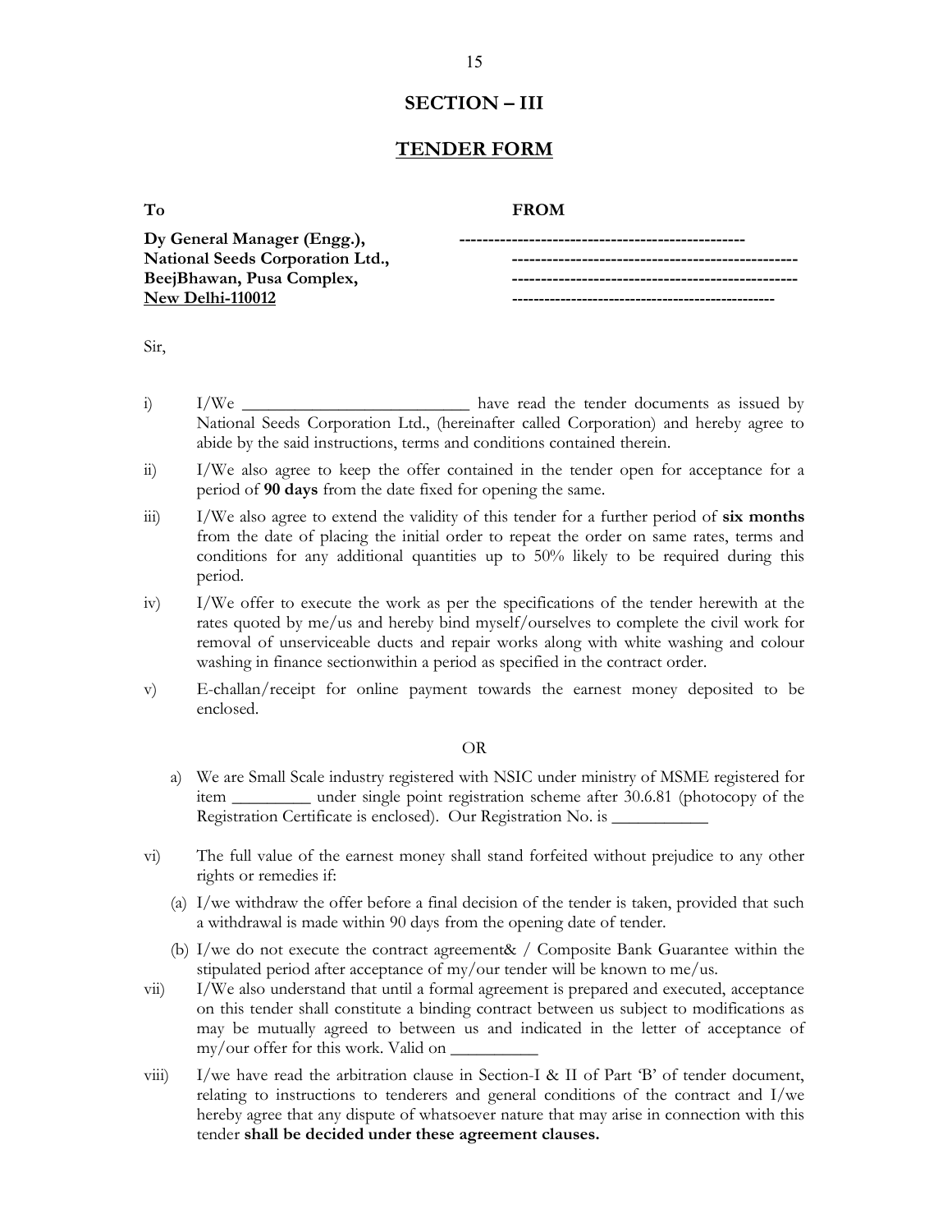## SECTION – III

## TENDER FORM

| **To** | **FROM** |
|---|---|
| **Dy General Manager (Engg.),** | ------------------------------------------------- |
| **National Seeds Corporation Ltd.,** | ------------------------------------------------- |
| **BeejBhawan, Pusa Complex,** | ------------------------------------------------- |
| **New Delhi-110012** | ----------------------------------------------- |

Sir,

i) I/We __________________________ have read the tender documents as issued by National Seeds Corporation Ltd., (hereinafter called Corporation) and hereby agree to abide by the said instructions, terms and conditions contained therein.

ii) I/We also agree to keep the offer contained in the tender open for acceptance for a period of **90 days** from the date fixed for opening the same.

iii) I/We also agree to extend the validity of this tender for a further period of **six months** from the date of placing the initial order to repeat the order on same rates, terms and conditions for any additional quantities up to 50% likely to be required during this period.

iv) I/We offer to execute the work as per the specifications of the tender herewith at the rates quoted by me/us and hereby bind myself/ourselves to complete the civil work for removal of unserviceable ducts and repair works along with white washing and colour washing in finance sectionwithin a period as specified in the contract order.

v) E-challan/receipt for online payment towards the earnest money deposited to be enclosed.

OR

a) We are Small Scale industry registered with NSIC under ministry of MSME registered for item _________ under single point registration scheme after 30.6.81 (photocopy of the Registration Certificate is enclosed). Our Registration No. is ___________

vi) The full value of the earnest money shall stand forfeited without prejudice to any other rights or remedies if:

(a) I/we withdraw the offer before a final decision of the tender is taken, provided that such a withdrawal is made within 90 days from the opening date of tender.

(b) I/we do not execute the contract agreement& / Composite Bank Guarantee within the stipulated period after acceptance of my/our tender will be known to me/us.

vii) I/We also understand that until a formal agreement is prepared and executed, acceptance on this tender shall constitute a binding contract between us subject to modifications as may be mutually agreed to between us and indicated in the letter of acceptance of my/our offer for this work. Valid on __________

viii) I/we have read the arbitration clause in Section-I & II of Part 'B' of tender document, relating to instructions to tenderers and general conditions of the contract and I/we hereby agree that any dispute of whatsoever nature that may arise in connection with this tender **shall be decided under these agreement clauses.**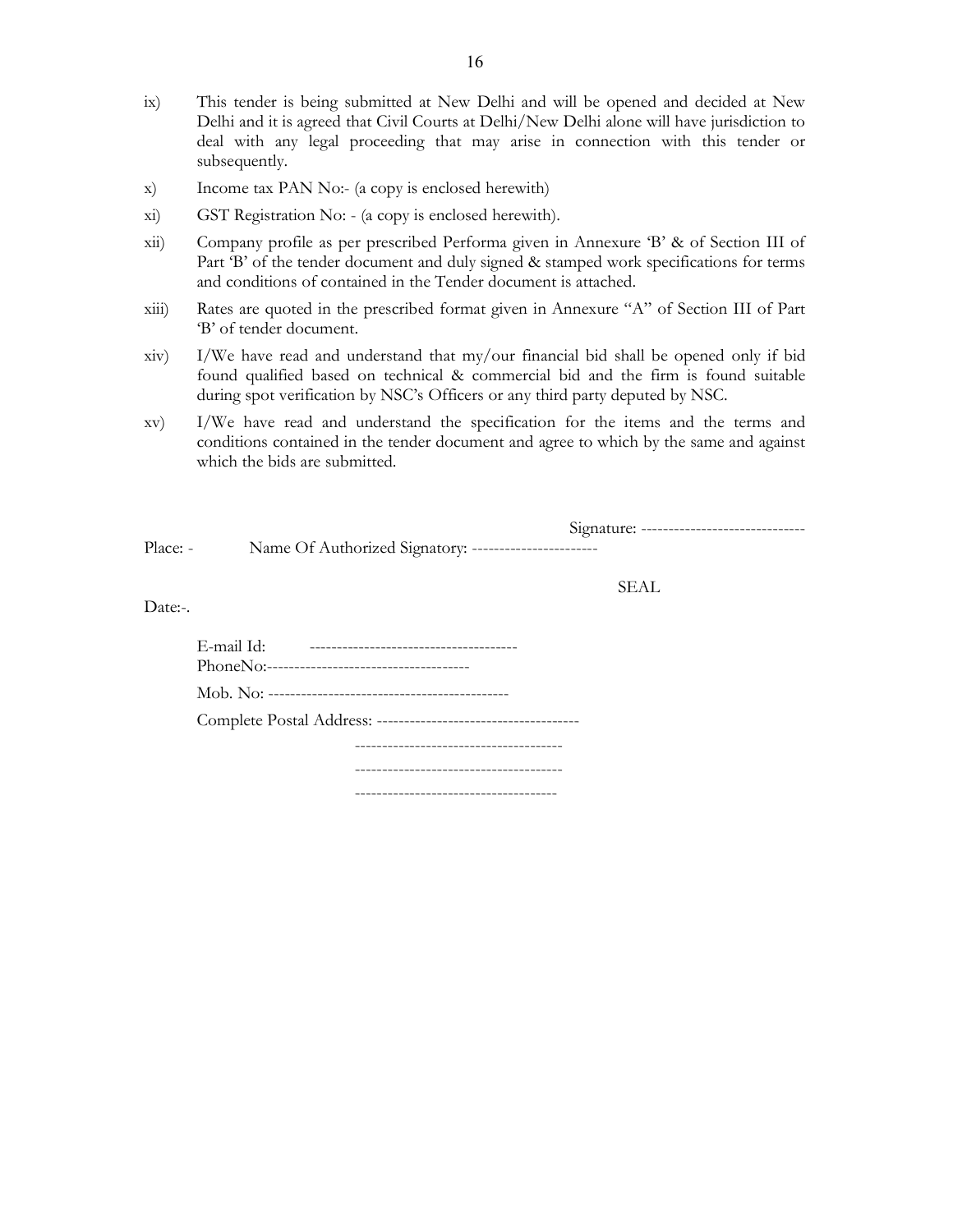ix) This tender is being submitted at New Delhi and will be opened and decided at New Delhi and it is agreed that Civil Courts at Delhi/New Delhi alone will have jurisdiction to deal with any legal proceeding that may arise in connection with this tender or subsequently.

x) Income tax PAN No:- (a copy is enclosed herewith)

xi) GST Registration No: - (a copy is enclosed herewith).

xii) Company profile as per prescribed Performa given in Annexure 'B' & of Section III of Part 'B' of the tender document and duly signed & stamped work specifications for terms and conditions of contained in the Tender document is attached.

xiii) Rates are quoted in the prescribed format given in Annexure "A" of Section III of Part 'B' of tender document.

xiv) I/We have read and understand that my/our financial bid shall be opened only if bid found qualified based on technical & commercial bid and the firm is found suitable during spot verification by NSC's Officers or any third party deputed by NSC.

xv) I/We have read and understand the specification for the items and the terms and conditions contained in the tender document and agree to which by the same and against which the bids are submitted.

Signature: ------------------------------

Place: - Name Of Authorized Signatory: -----------------------

SEAL

Date:-.

E-mail Id: --------------------------------------
PhoneNo:-------------------------------------

Mob. No: --------------------------------------------

Complete Postal Address: -------------------------------------
--------------------------------------
--------------------------------------
-------------------------------------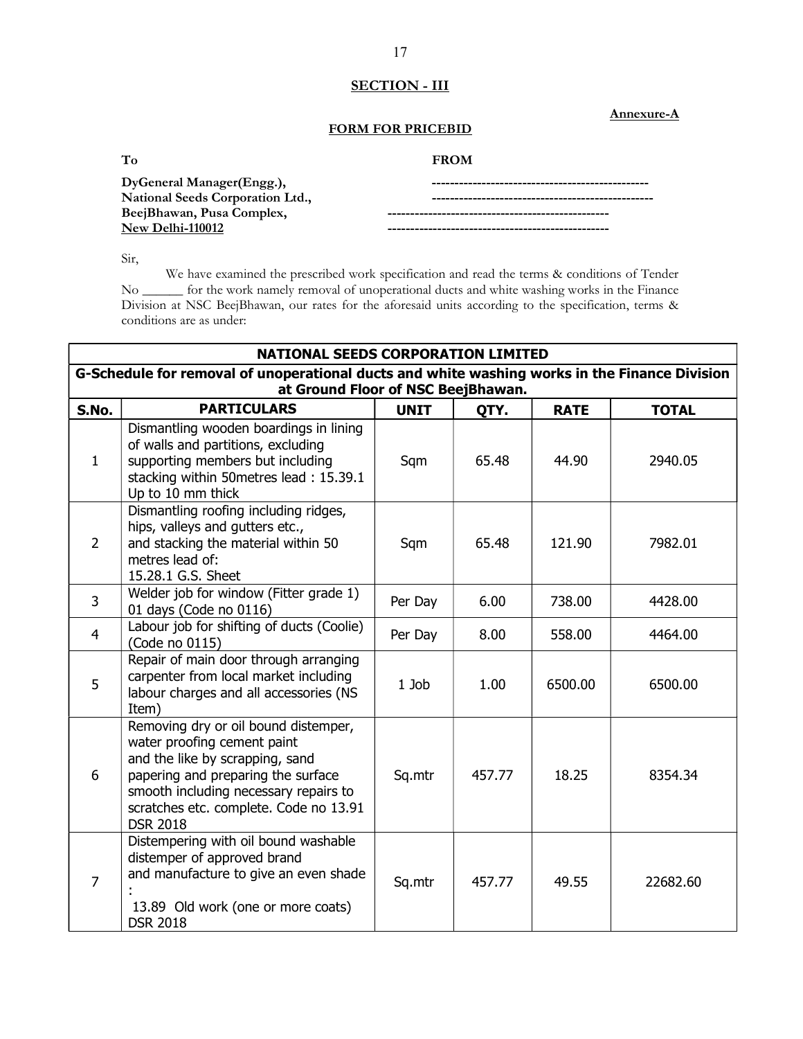## SECTION - III

**Annexure-A**

**FORM FOR PRICEBID**

| **To** | **FROM** |
|---|---|
| **DyGeneral Manager(Engg.),** | ------------------------------------------------ |
| **National Seeds Corporation Ltd.,** | ------------------------------------------------ |
| **BeejBhawan, Pusa Complex,** | ------------------------------------------------ |
| **New Delhi-110012** | ------------------------------------------------ |

Sir,

We have examined the prescribed work specification and read the terms & conditions of Tender No ______ for the work namely removal of unoperational ducts and white washing works in the Finance Division at NSC BeejBhawan, our rates for the aforesaid units according to the specification, terms & conditions are as under:

| **NATIONAL SEEDS CORPORATION LIMITED** | | | | | |
|---|---|---|---|---|---|
| **G-Schedule for removal of unoperational ducts and white washing works in the Finance Division at Ground Floor of NSC BeejBhawan.** | | | | | |
| **S.No.** | **PARTICULARS** | **UNIT** | **QTY.** | **RATE** | **TOTAL** |
| 1 | Dismantling wooden boardings in lining of walls and partitions, excluding supporting members but including stacking within 50metres lead : 15.39.1 Up to 10 mm thick | Sqm | 65.48 | 44.90 | 2940.05 |
| 2 | Dismantling roofing including ridges, hips, valleys and gutters etc., and stacking the material within 50 metres lead of: 15.28.1 G.S. Sheet | Sqm | 65.48 | 121.90 | 7982.01 |
| 3 | Welder job for window (Fitter grade 1) 01 days (Code no 0116) | Per Day | 6.00 | 738.00 | 4428.00 |
| 4 | Labour job for shifting of ducts (Coolie) (Code no 0115) | Per Day | 8.00 | 558.00 | 4464.00 |
| 5 | Repair of main door through arranging carpenter from local market including labour charges and all accessories (NS Item) | 1 Job | 1.00 | 6500.00 | 6500.00 |
| 6 | Removing dry or oil bound distemper, water proofing cement paint and the like by scrapping, sand papering and preparing the surface smooth including necessary repairs to scratches etc. complete. Code no 13.91 DSR 2018 | Sq.mtr | 457.77 | 18.25 | 8354.34 |
| 7 | Distempering with oil bound washable distemper of approved brand and manufacture to give an even shade : 13.89 Old work (one or more coats) DSR 2018 | Sq.mtr | 457.77 | 49.55 | 22682.60 |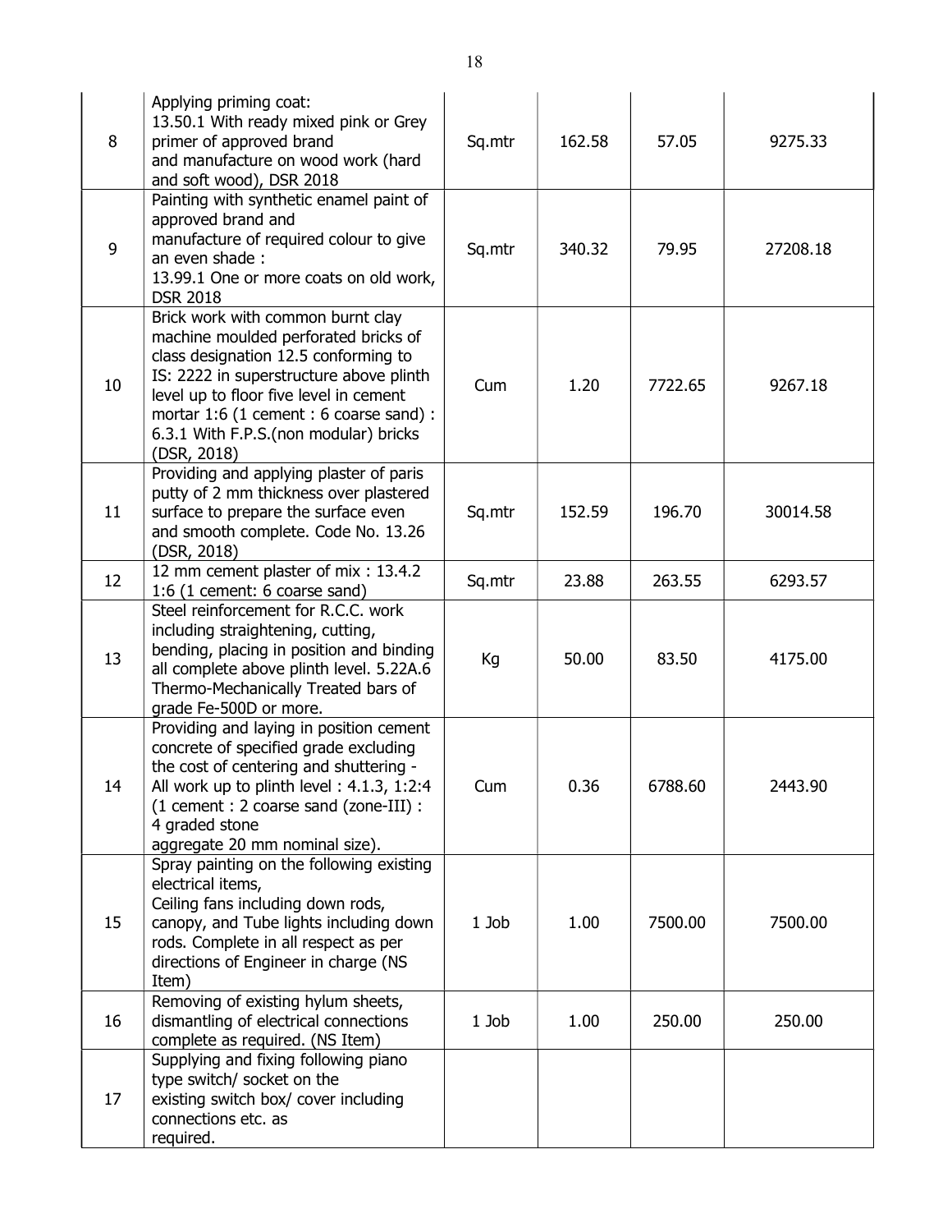| | | | | | |
|---|---|---|---|---|---|
| 8 | Applying priming coat: 13.50.1 With ready mixed pink or Grey primer of approved brand and manufacture on wood work (hard and soft wood), DSR 2018 | Sq.mtr | 162.58 | 57.05 | 9275.33 |
| 9 | Painting with synthetic enamel paint of approved brand and manufacture of required colour to give an even shade : 13.99.1 One or more coats on old work, DSR 2018 | Sq.mtr | 340.32 | 79.95 | 27208.18 |
| 10 | Brick work with common burnt clay machine moulded perforated bricks of class designation 12.5 conforming to IS: 2222 in superstructure above plinth level up to floor five level in cement mortar 1:6 (1 cement : 6 coarse sand) : 6.3.1 With F.P.S.(non modular) bricks (DSR, 2018) | Cum | 1.20 | 7722.65 | 9267.18 |
| 11 | Providing and applying plaster of paris putty of 2 mm thickness over plastered surface to prepare the surface even and smooth complete. Code No. 13.26 (DSR, 2018) | Sq.mtr | 152.59 | 196.70 | 30014.58 |
| 12 | 12 mm cement plaster of mix : 13.4.2 1:6 (1 cement: 6 coarse sand) | Sq.mtr | 23.88 | 263.55 | 6293.57 |
| 13 | Steel reinforcement for R.C.C. work including straightening, cutting, bending, placing in position and binding all complete above plinth level. 5.22A.6 Thermo-Mechanically Treated bars of grade Fe-500D or more. | Kg | 50.00 | 83.50 | 4175.00 |
| 14 | Providing and laying in position cement concrete of specified grade excluding the cost of centering and shuttering - All work up to plinth level : 4.1.3, 1:2:4 (1 cement : 2 coarse sand (zone-III) : 4 graded stone aggregate 20 mm nominal size). | Cum | 0.36 | 6788.60 | 2443.90 |
| 15 | Spray painting on the following existing electrical items, Ceiling fans including down rods, canopy, and Tube lights including down rods. Complete in all respect as per directions of Engineer in charge (NS Item) | 1 Job | 1.00 | 7500.00 | 7500.00 |
| 16 | Removing of existing hylum sheets, dismantling of electrical connections complete as required. (NS Item) | 1 Job | 1.00 | 250.00 | 250.00 |
| 17 | Supplying and fixing following piano type switch/ socket on the existing switch box/ cover including connections etc. as required. | | | | |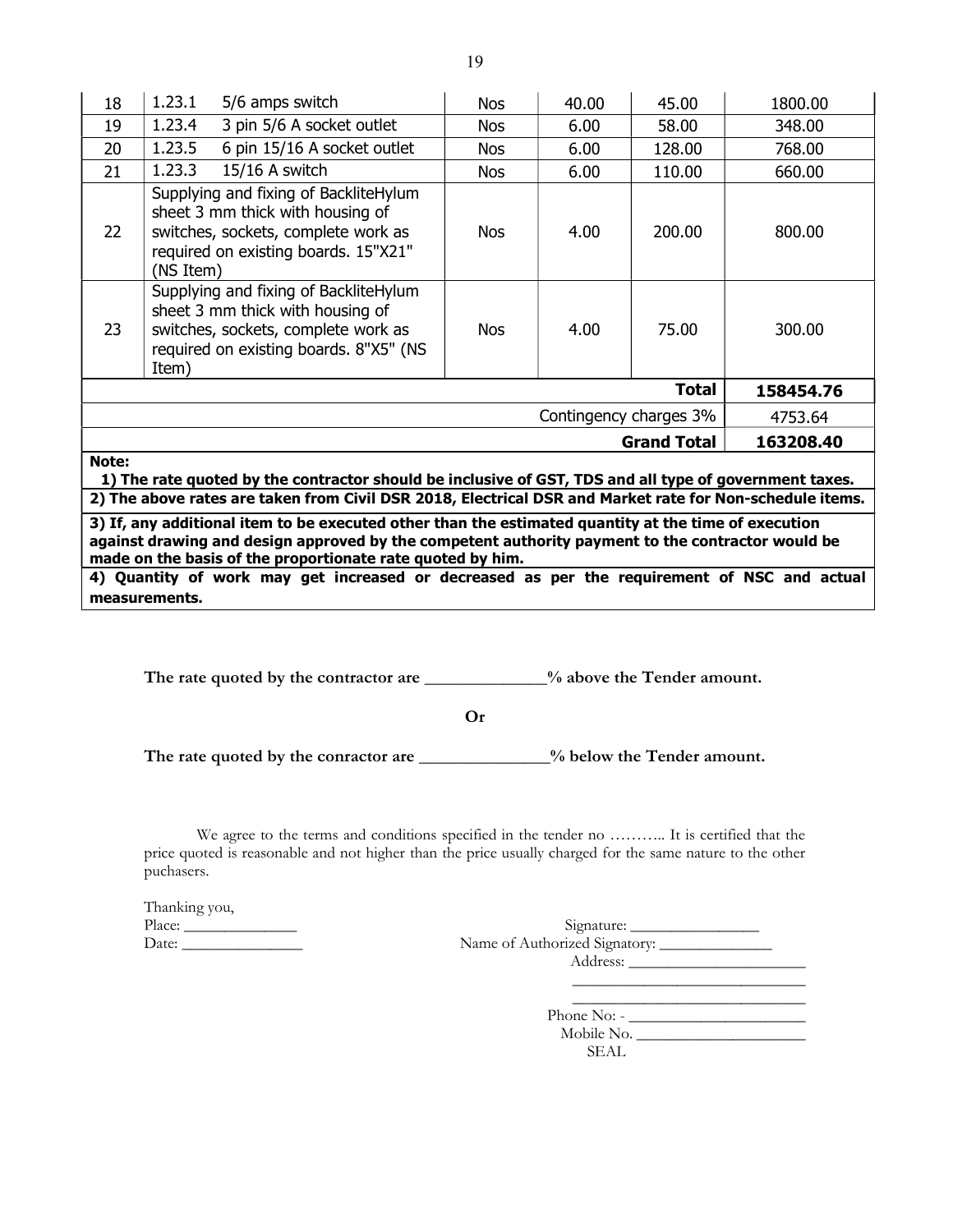| 18 | 1.23.1 5/6 amps switch | Nos | 40.00 | 45.00 | 1800.00 |
|---|---|---|---|---|---|
| 19 | 1.23.4 3 pin 5/6 A socket outlet | Nos | 6.00 | 58.00 | 348.00 |
| 20 | 1.23.5 6 pin 15/16 A socket outlet | Nos | 6.00 | 128.00 | 768.00 |
| 21 | 1.23.3 15/16 A switch | Nos | 6.00 | 110.00 | 660.00 |
| 22 | Supplying and fixing of BackliteHylum sheet 3 mm thick with housing of switches, sockets, complete work as required on existing boards. 15"X21" (NS Item) | Nos | 4.00 | 200.00 | 800.00 |
| 23 | Supplying and fixing of BackliteHylum sheet 3 mm thick with housing of switches, sockets, complete work as required on existing boards. 8"X5" (NS Item) | Nos | 4.00 | 75.00 | 300.00 |
| | | | | **Total** | **158454.76** |
| | | | | Contingency charges 3% | 4753.64 |
| | | | | **Grand Total** | **163208.40** |

**Note:**

**1) The rate quoted by the contractor should be inclusive of GST, TDS and all type of government taxes.**

**2) The above rates are taken from Civil DSR 2018, Electrical DSR and Market rate for Non-schedule items.**

**3) If, any additional item to be executed other than the estimated quantity at the time of execution against drawing and design approved by the competent authority payment to the contractor would be made on the basis of the proportionate rate quoted by him.**

**4) Quantity of work may get increased or decreased as per the requirement of NSC and actual measurements.**

**The rate quoted by the contractor are _____________% above the Tender amount.**

**Or**

**The rate quoted by the conractor are ______________% below the Tender amount.**

We agree to the terms and conditions specified in the tender no ……….. It is certified that the price quoted is reasonable and not higher than the price usually charged for the same nature to the other puchasers.

Thanking you,

Place: _____________

Date: ______________

Signature: _______________

Name of Authorized Signatory: ______________

Address: _____________________

____________________________

____________________________

Phone No: - _____________________

Mobile No. _____________________

SEAL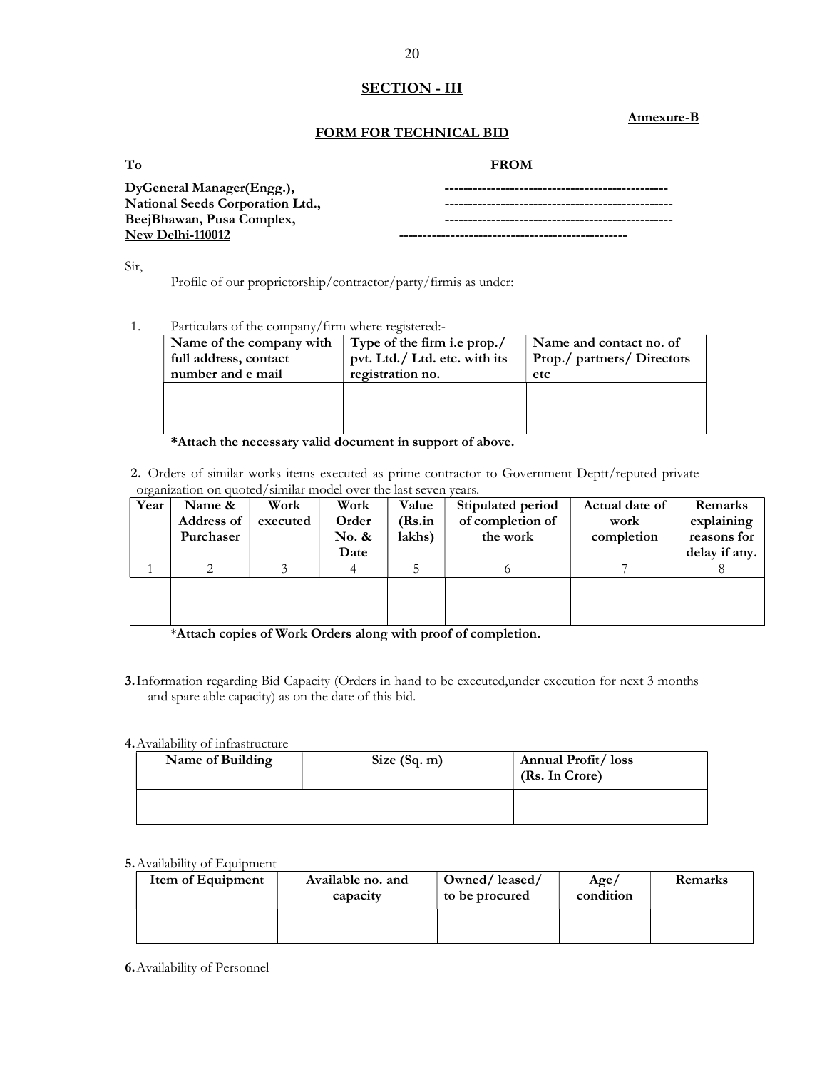## SECTION - III

**Annexure-B**

### FORM FOR TECHNICAL BID

**To** **FROM**

**DyGeneral Manager(Engg.),** ------------------------------------------------
**National Seeds Corporation Ltd.,** ------------------------------------------------
**BeejBhawan, Pusa Complex,** ------------------------------------------------
**New Delhi-110012** ------------------------------------------------

Sir,

Profile of our proprietorship/contractor/party/firmis as under:

1. Particulars of the company/firm where registered:-

| Name of the company with full address, contact number and e mail | Type of the firm i.e prop./ pvt. Ltd./ Ltd. etc. with its registration no. | Name and contact no. of Prop./ partners/ Directors etc |
|---|---|---|
| | | |

**\*Attach the necessary valid document in support of above.**

**2.** Orders of similar works items executed as prime contractor to Government Deptt/reputed private organization on quoted/similar model over the last seven years.

| Year | Name & Address of Purchaser | Work executed | Work Order No. & Date | Value (Rs.in lakhs) | Stipulated period of completion of the work | Actual date of work completion | Remarks explaining reasons for delay if any. |
|---|---|---|---|---|---|---|---|
| 1 | 2 | 3 | 4 | 5 | 6 | 7 | 8 |
| | | | | | | | |

\***Attach copies of Work Orders along with proof of completion.**

**3.** Information regarding Bid Capacity (Orders in hand to be executed,under execution for next 3 months and spare able capacity) as on the date of this bid.

**4.** Availability of infrastructure

| Name of Building | Size (Sq. m) | Annual Profit/ loss (Rs. In Crore) |
|---|---|---|
| | | |

**5.** Availability of Equipment

| Item of Equipment | Available no. and capacity | Owned/ leased/ to be procured | Age/ condition | Remarks |
|---|---|---|---|---|
| | | | | |

**6.** Availability of Personnel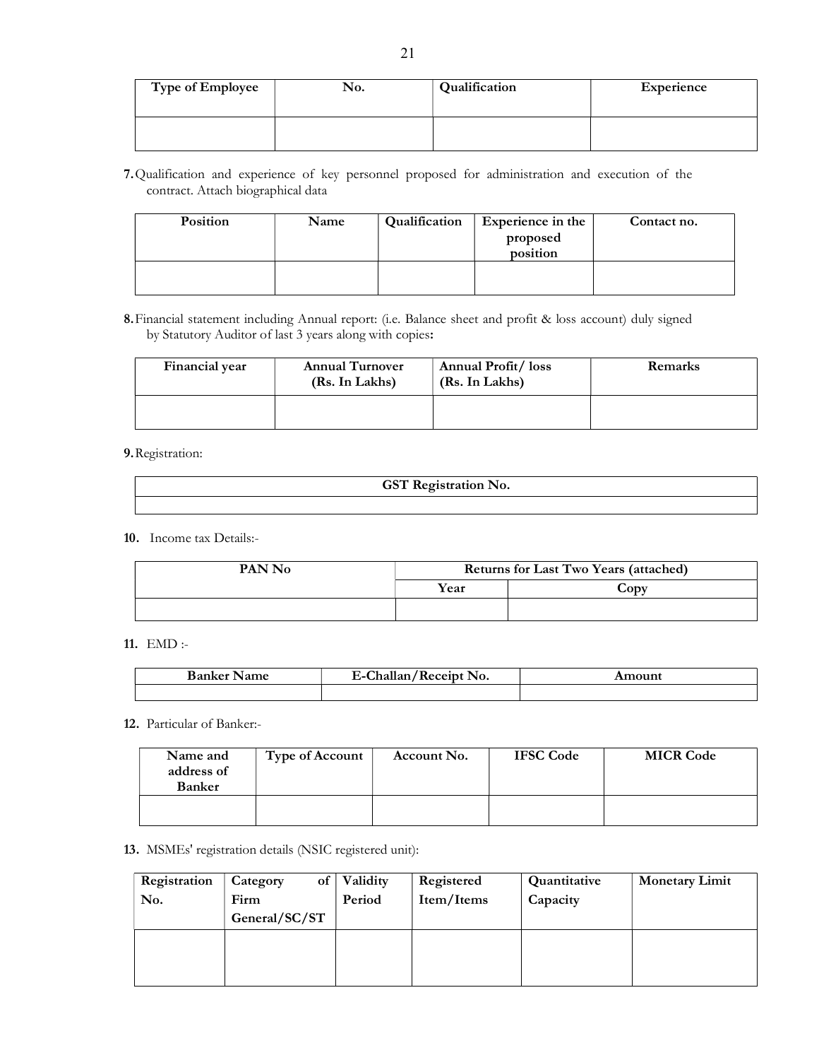| Type of Employee | No. | Qualification | Experience |
| --- | --- | --- | --- |
| | | | |

**7.** Qualification and experience of key personnel proposed for administration and execution of the contract. Attach biographical data

| Position | Name | Qualification | Experience in the proposed position | Contact no. |
| --- | --- | --- | --- | --- |
| | | | | |

**8.** Financial statement including Annual report: (i.e. Balance sheet and profit & loss account) duly signed by Statutory Auditor of last 3 years along with copies**:**

| Financial year | Annual Turnover (Rs. In Lakhs) | Annual Profit/ loss (Rs. In Lakhs) | Remarks |
| --- | --- | --- | --- |
| | | | |

**9.** Registration:

| GST Registration No. |
| --- |
| |

**10.** Income tax Details:-

| PAN No | Returns for Last Two Years (attached) | |
| --- | --- | --- |
| | Year | Copy |
| | | |

**11.** EMD :-

| Banker Name | E-Challan/Receipt No. | Amount |
| --- | --- | --- |
| | | |

**12.** Particular of Banker:-

| Name and address of Banker | Type of Account | Account No. | IFSC Code | MICR Code |
| --- | --- | --- | --- | --- |
| | | | | |

**13.** MSMEs' registration details (NSIC registered unit):

| Registration No. | Category of Firm General/SC/ST | Validity Period | Registered Item/Items | Quantitative Capacity | Monetary Limit |
| --- | --- | --- | --- | --- | --- |
| | | | | | |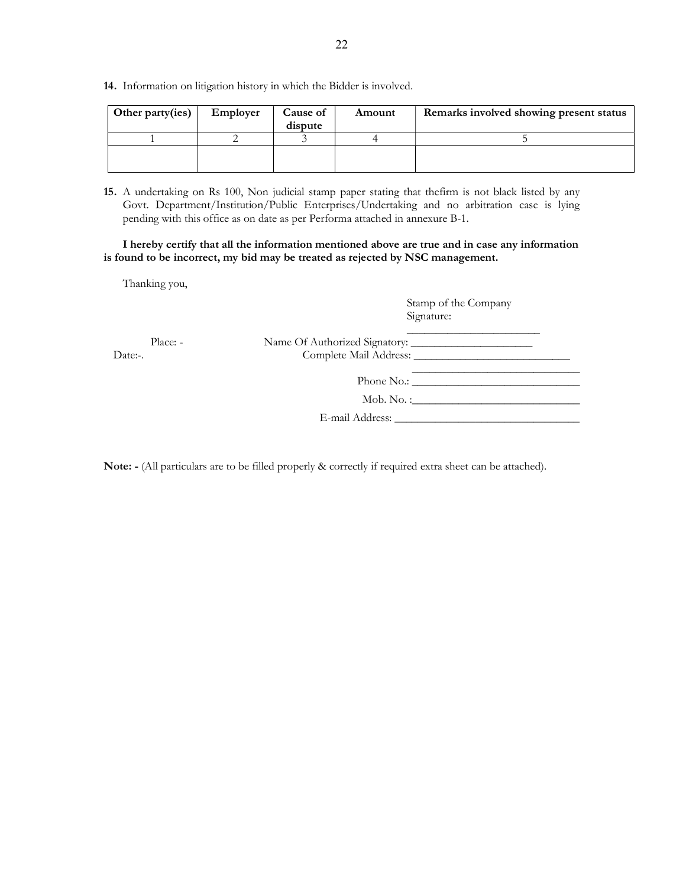**14.** Information on litigation history in which the Bidder is involved.

| Other party(ies) | Employer | Cause of dispute | Amount | Remarks involved showing present status |
|---|---|---|---|---|
| 1 | 2 | 3 | 4 | 5 |
| | | | | |

**15.** A undertaking on Rs 100, Non judicial stamp paper stating that thefirm is not black listed by any Govt. Department/Institution/Public Enterprises/Undertaking and no arbitration case is lying pending with this office as on date as per Performa attached in annexure B-1.

**I hereby certify that all the information mentioned above are true and in case any information is found to be incorrect, my bid may be treated as rejected by NSC management.**

Thanking you,

Stamp of the Company

Signature: ________________________

Place: -

Date:-.

Name Of Authorized Signatory: ______________________

Complete Mail Address: ____________________________

______________________________

Phone No.: ______________________________

Mob. No. :______________________________

E-mail Address: _________________________________

**Note: -** (All particulars are to be filled properly & correctly if required extra sheet can be attached).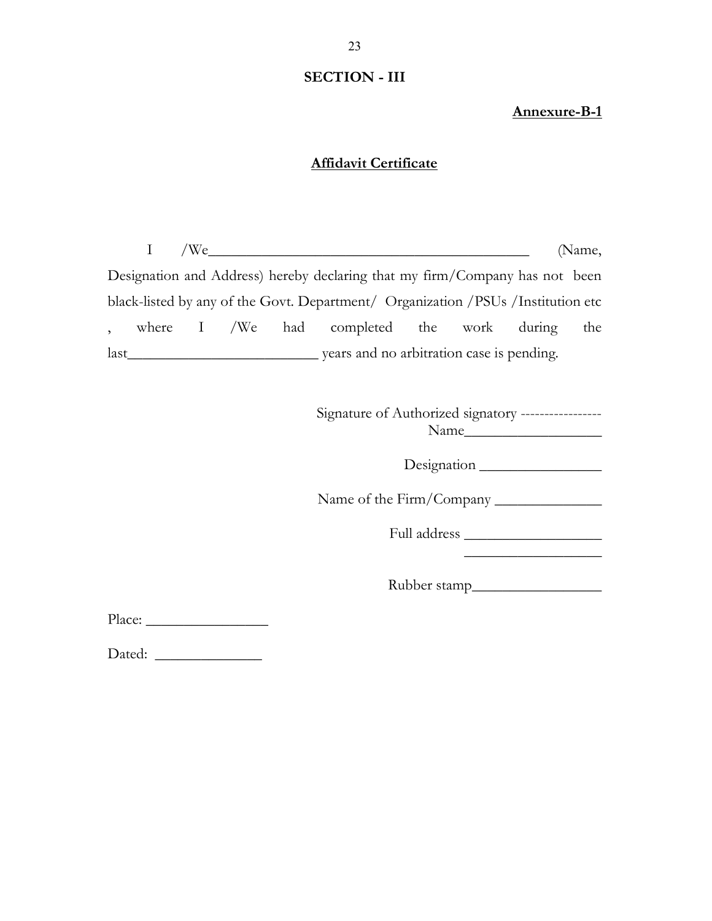## SECTION - III

**Annexure-B-1**

**Affidavit Certificate**

I /We_____________________________________________ (Name, Designation and Address) hereby declaring that my firm/Company has not been black-listed by any of the Govt. Department/ Organization /PSUs /Institution etc , where I /We had completed the work during the last__________________________ years and no arbitration case is pending.

Signature of Authorized signatory -----------------

Name___________________

Designation _________________

Name of the Firm/Company _______________

Full address ___________________

___________________

Rubber stamp__________________

Place: _________________

Dated: _______________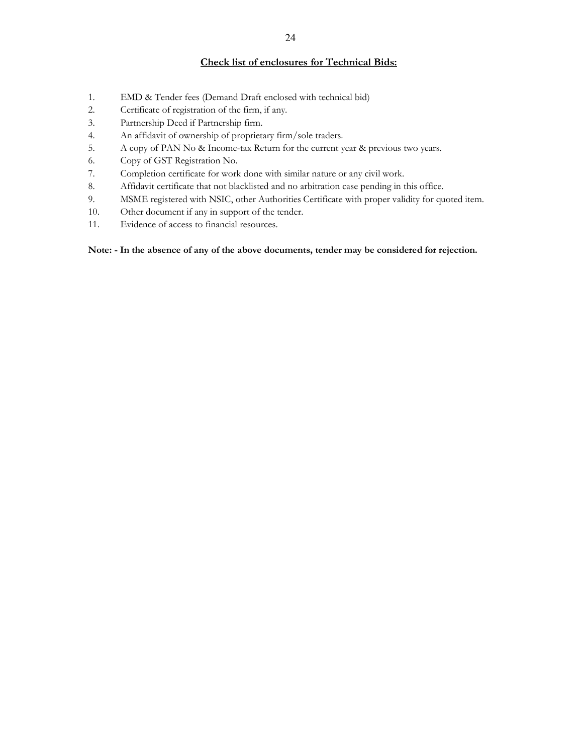## Check list of enclosures for Technical Bids:

1. EMD & Tender fees (Demand Draft enclosed with technical bid)
2. Certificate of registration of the firm, if any.
3. Partnership Deed if Partnership firm.
4. An affidavit of ownership of proprietary firm/sole traders.
5. A copy of PAN No & Income-tax Return for the current year & previous two years.
6. Copy of GST Registration No.
7. Completion certificate for work done with similar nature or any civil work.
8. Affidavit certificate that not blacklisted and no arbitration case pending in this office.
9. MSME registered with NSIC, other Authorities Certificate with proper validity for quoted item.
10. Other document if any in support of the tender.
11. Evidence of access to financial resources.

**Note: - In the absence of any of the above documents, tender may be considered for rejection.**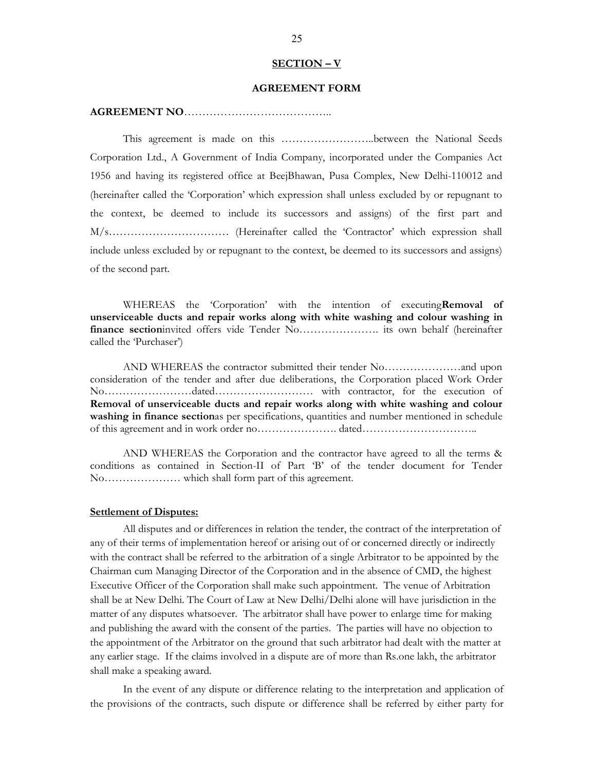## SECTION – V

## AGREEMENT FORM

**AGREEMENT NO**…………………………………..

This agreement is made on this ……………………..between the National Seeds Corporation Ltd., A Government of India Company, incorporated under the Companies Act 1956 and having its registered office at BeejBhawan, Pusa Complex, New Delhi-110012 and (hereinafter called the 'Corporation' which expression shall unless excluded by or repugnant to the context, be deemed to include its successors and assigns) of the first part and M/s…………………………… (Hereinafter called the 'Contractor' which expression shall include unless excluded by or repugnant to the context, be deemed to its successors and assigns) of the second part.

WHEREAS the 'Corporation' with the intention of executing**Removal of unserviceable ducts and repair works along with white washing and colour washing in finance section**invited offers vide Tender No…………………. its own behalf (hereinafter called the 'Purchaser')

AND WHEREAS the contractor submitted their tender No…………………and upon consideration of the tender and after due deliberations, the Corporation placed Work Order No……………………dated……………………… with contractor, for the execution of **Removal of unserviceable ducts and repair works along with white washing and colour washing in finance section**as per specifications, quantities and number mentioned in schedule of this agreement and in work order no…………………. dated…………………………..

AND WHEREAS the Corporation and the contractor have agreed to all the terms & conditions as contained in Section-II of Part 'B' of the tender document for Tender No………………… which shall form part of this agreement.

**Settlement of Disputes:**

All disputes and or differences in relation the tender, the contract of the interpretation of any of their terms of implementation hereof or arising out of or concerned directly or indirectly with the contract shall be referred to the arbitration of a single Arbitrator to be appointed by the Chairman cum Managing Director of the Corporation and in the absence of CMD, the highest Executive Officer of the Corporation shall make such appointment. The venue of Arbitration shall be at New Delhi. The Court of Law at New Delhi/Delhi alone will have jurisdiction in the matter of any disputes whatsoever. The arbitrator shall have power to enlarge time for making and publishing the award with the consent of the parties. The parties will have no objection to the appointment of the Arbitrator on the ground that such arbitrator had dealt with the matter at any earlier stage. If the claims involved in a dispute are of more than Rs.one lakh, the arbitrator shall make a speaking award.

In the event of any dispute or difference relating to the interpretation and application of the provisions of the contracts, such dispute or difference shall be referred by either party for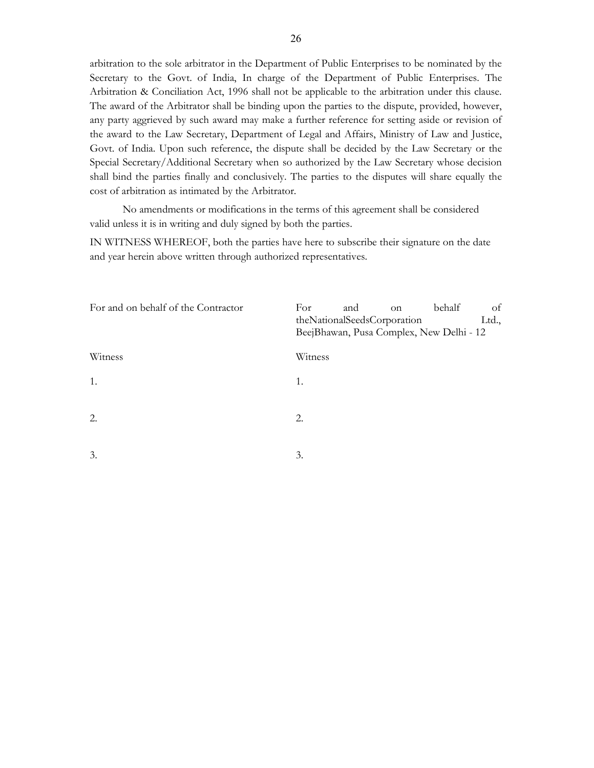arbitration to the sole arbitrator in the Department of Public Enterprises to be nominated by the Secretary to the Govt. of India, In charge of the Department of Public Enterprises. The Arbitration & Conciliation Act, 1996 shall not be applicable to the arbitration under this clause. The award of the Arbitrator shall be binding upon the parties to the dispute, provided, however, any party aggrieved by such award may make a further reference for setting aside or revision of the award to the Law Secretary, Department of Legal and Affairs, Ministry of Law and Justice, Govt. of India. Upon such reference, the dispute shall be decided by the Law Secretary or the Special Secretary/Additional Secretary when so authorized by the Law Secretary whose decision shall bind the parties finally and conclusively. The parties to the disputes will share equally the cost of arbitration as intimated by the Arbitrator.

No amendments or modifications in the terms of this agreement shall be considered valid unless it is in writing and duly signed by both the parties.

IN WITNESS WHEREOF, both the parties have here to subscribe their signature on the date and year herein above written through authorized representatives.

| | |
|---|---|
| For and on behalf of the Contractor | For and on behalf of theNationalSeedsCorporation Ltd., BeejBhawan, Pusa Complex, New Delhi - 12 |
| Witness | Witness |
| 1. | 1. |
| 2. | 2. |
| 3. | 3. |